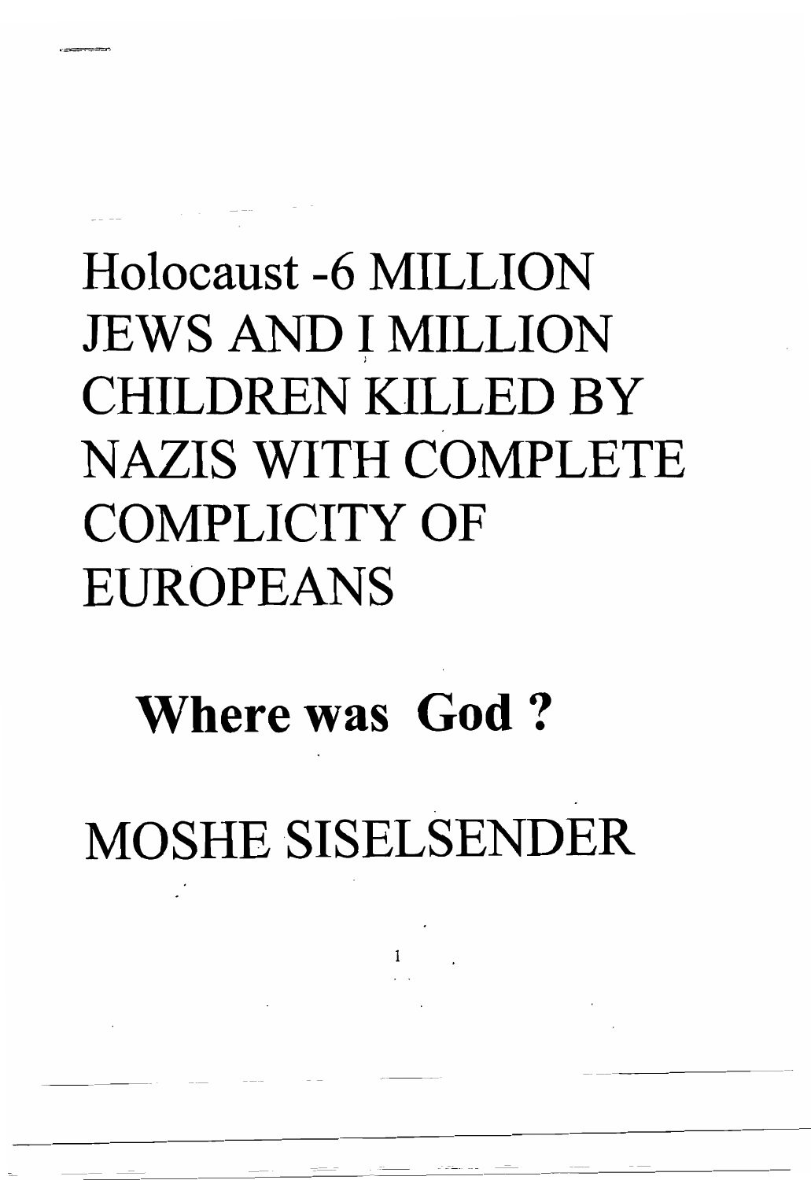# Holocaust -6 MILLION JEWS AND I MILLION CHILDREN KILLED BY NAZIS WITH COMPLETE COMPLICITY OF EUROPEANS

## **Where was God ?**

## MOSHE SISELSENDER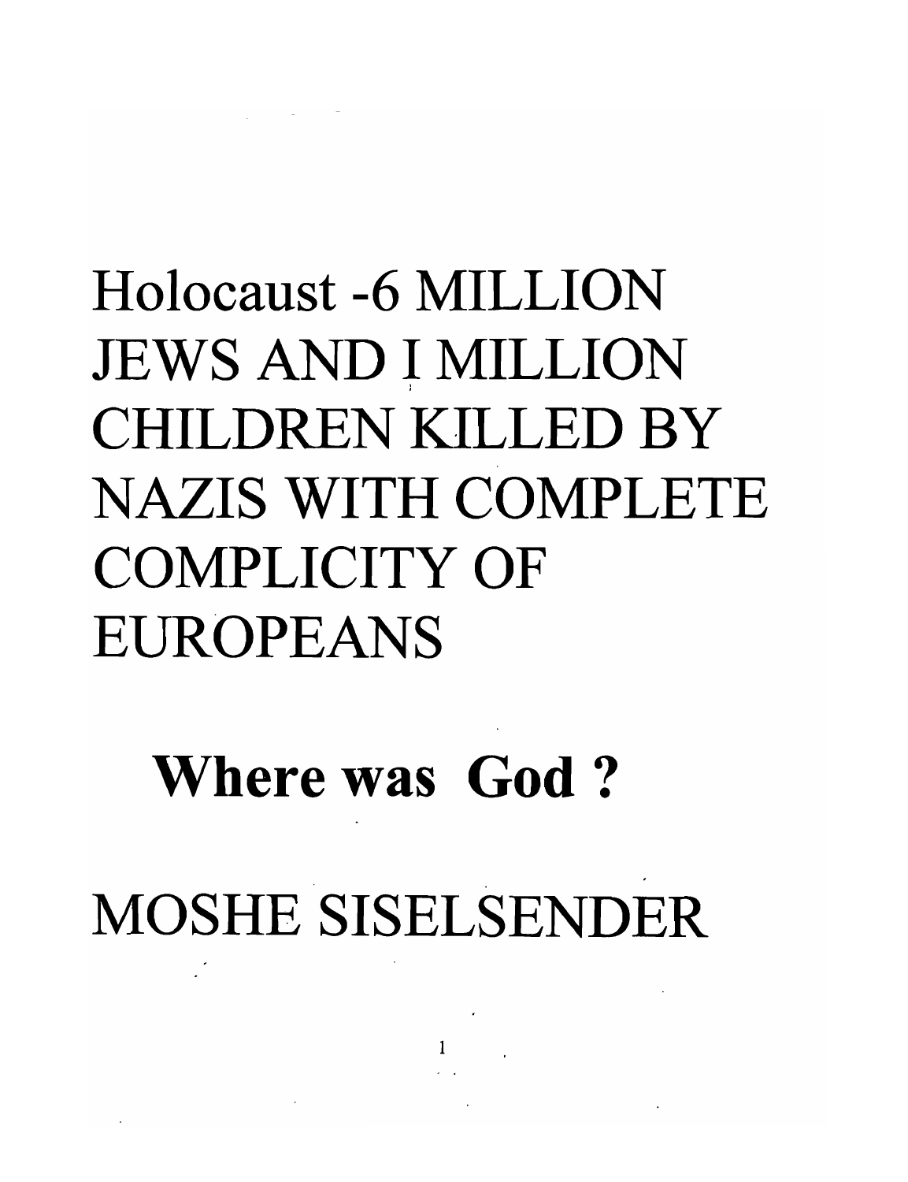# Holocaust -6 MILLION JEWS AND I MILLION CHILDREN KILLED BY NAZIS WITH COMPLETE COMPLICITY OF EUROPEANS

## **Where was God ?**

MOSHE SISELSENDER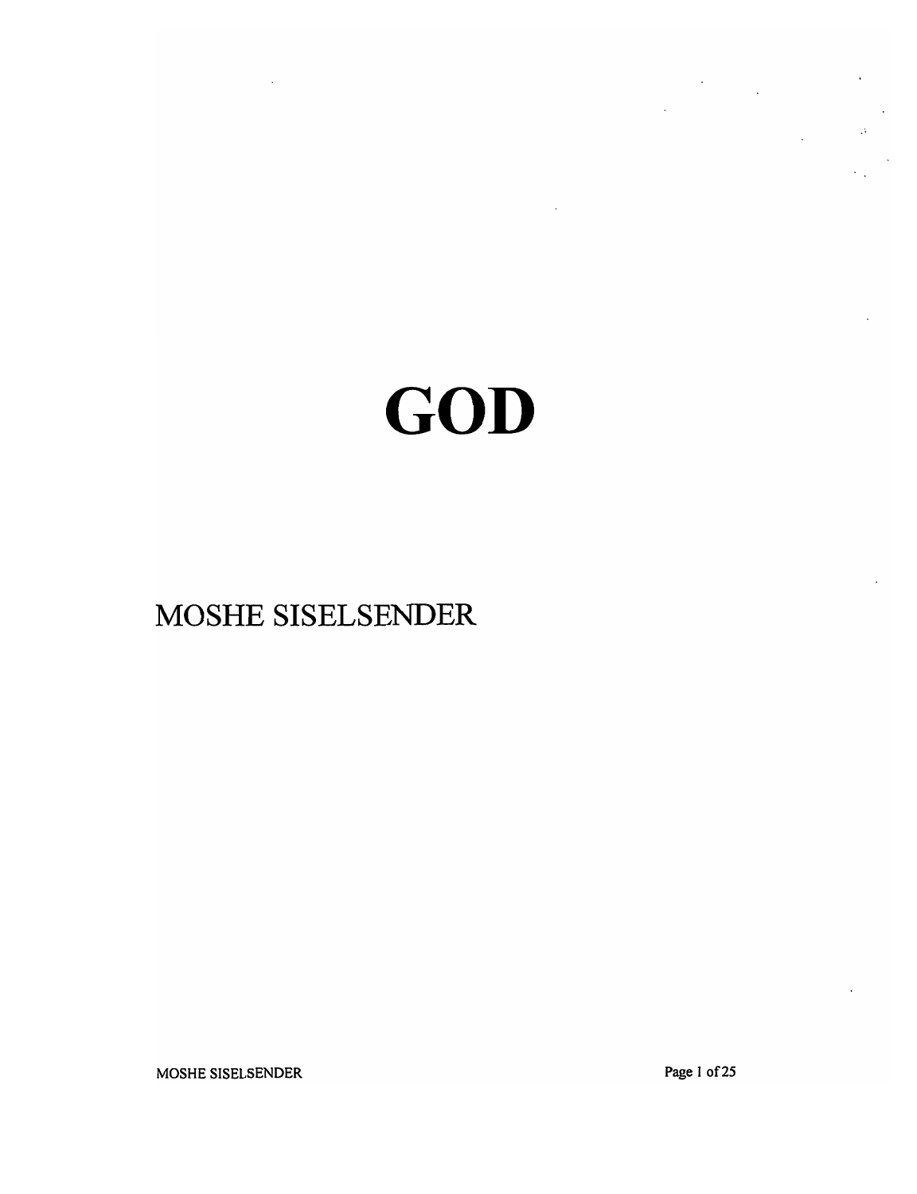# GOD

MOSHE SISELSENDER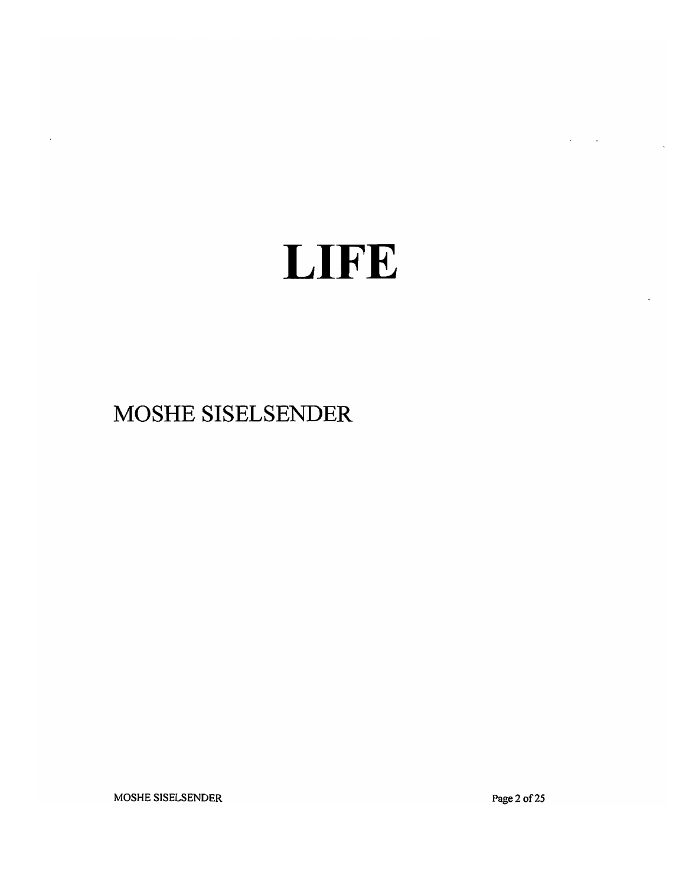# LIFE

MOSHE SISELSENDER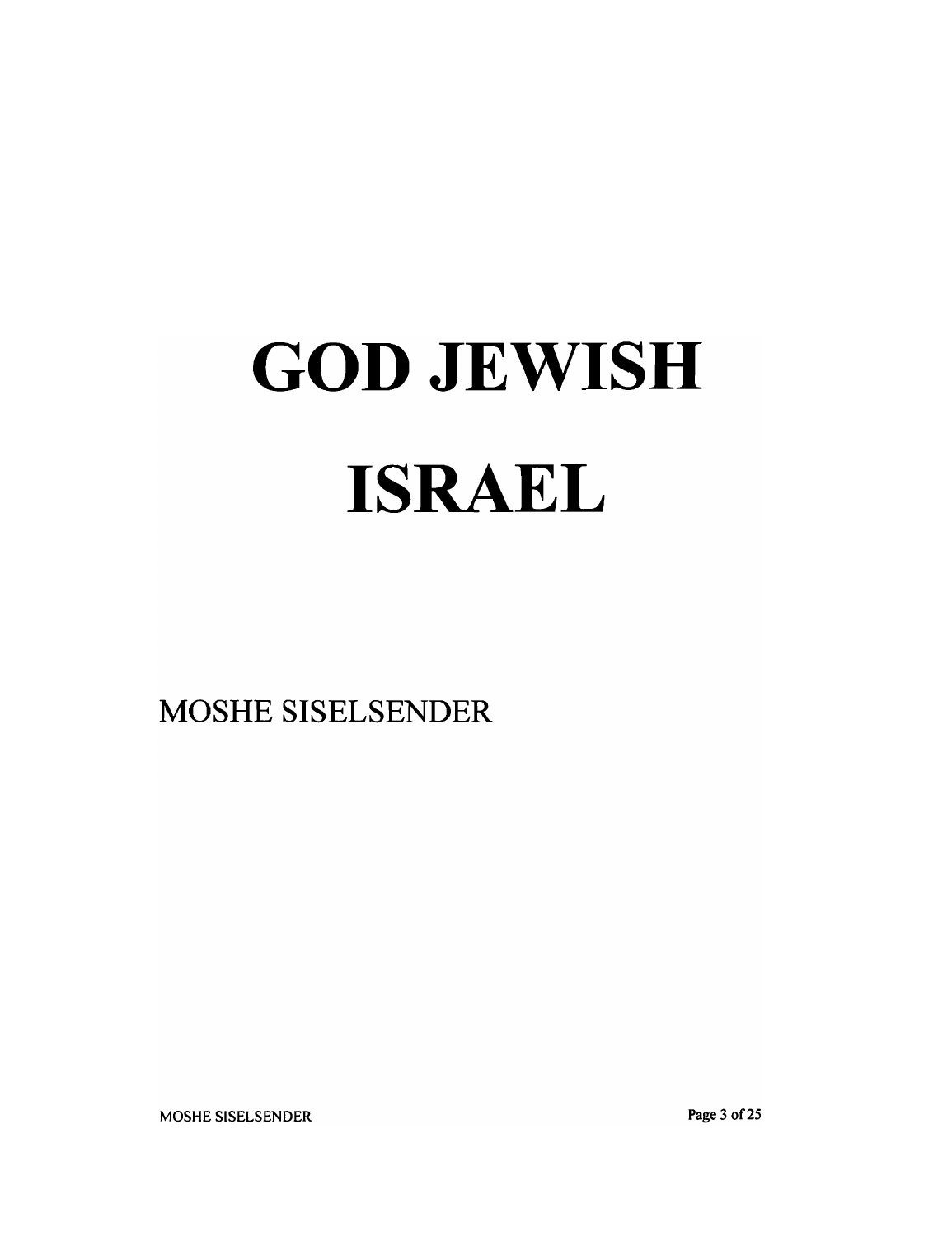# GOD JEWISH ISRAEL

MOSHE SISELSENDER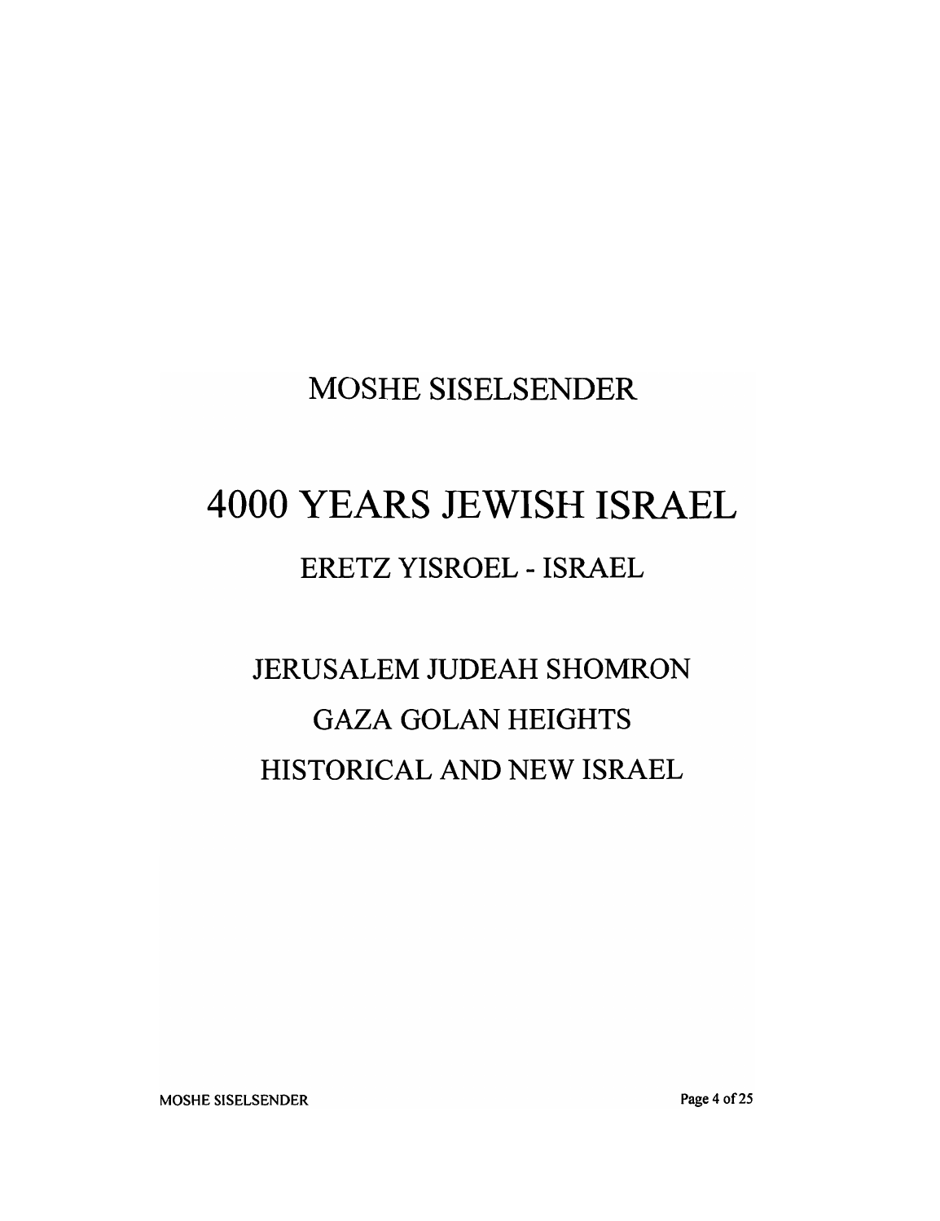MOSHE SISELSENDER

# 4000 YEARS JEWISH ISRAEL

## ERETZ YISROEL - ISRAEL

JERUSALEM JUDEAH SHOMRON

GAZA GOLAN HEIGHTS

HISTORICAL AND NEW ISRAEL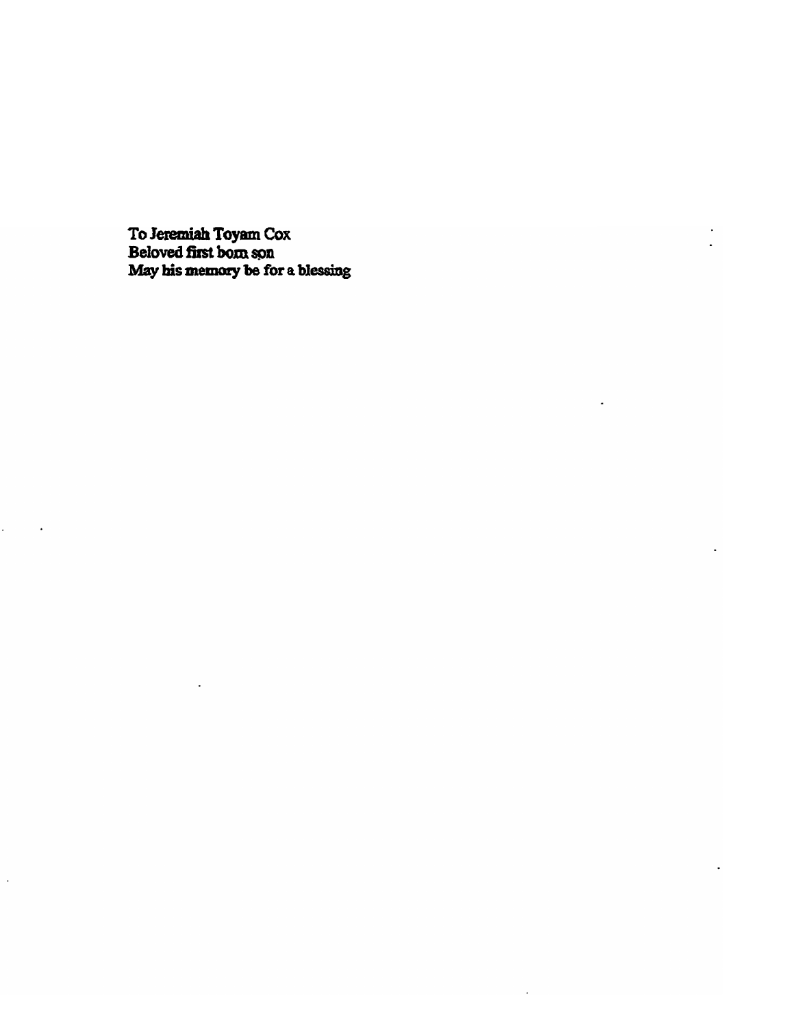To Jeremiah Toyam Cox
Beloved first born son
May his memory be for a blessing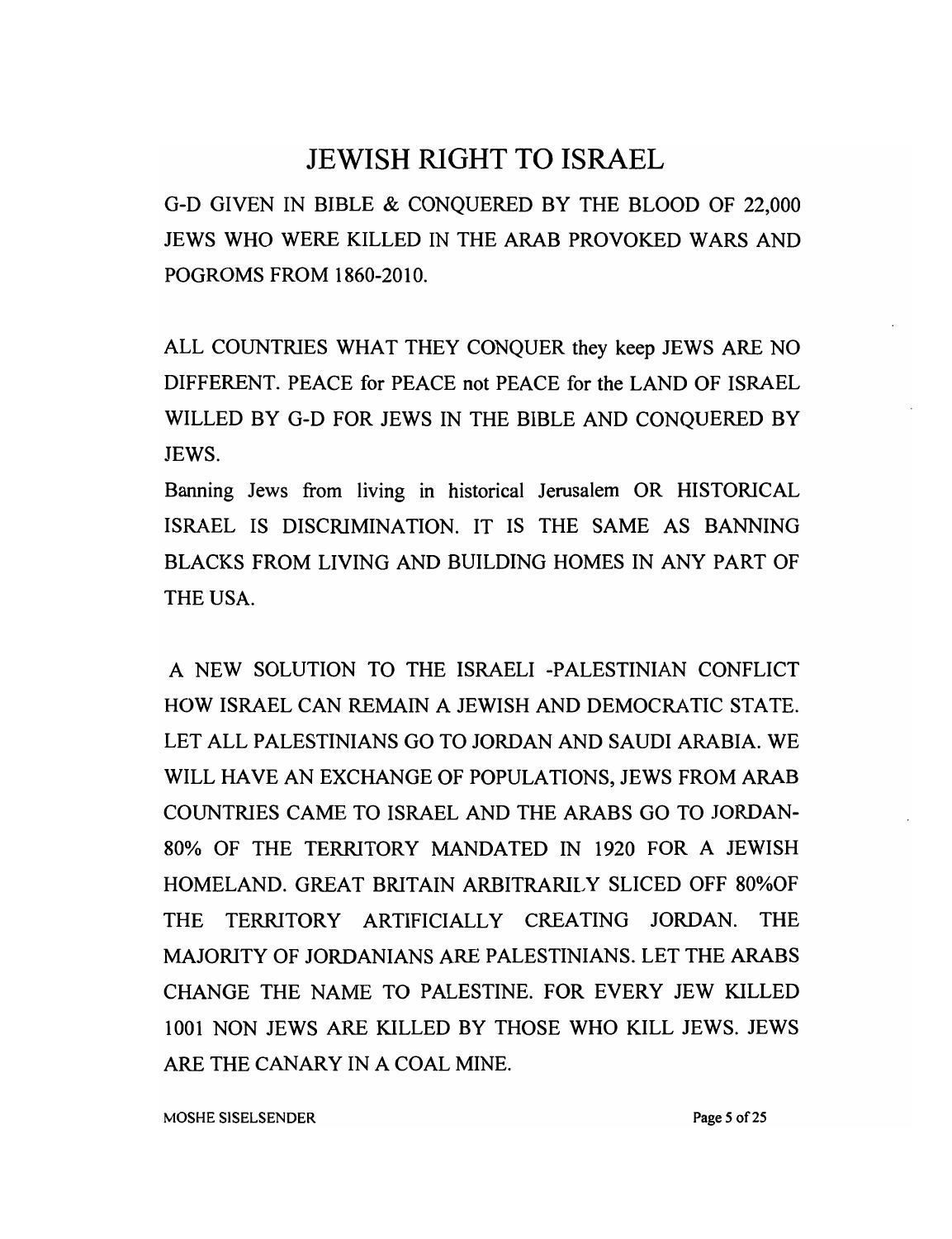# JEWISH RIGHT TO ISRAEL

G-D GIVEN IN BIBLE & CONQUERED BY THE BLOOD OF 22,000 JEWS WHO WERE KILLED IN THE ARAB PROVOKED WARS AND POGROMS FROM 1860-2010.

ALL COUNTRIES WHAT THEY CONQUER they keep JEWS ARE NO DIFFERENT. PEACE for PEACE not PEACE for the LAND OF ISRAEL WILLED BY G-D FOR JEWS IN THE BIBLE AND CONQUERED BY JEWS.

Banning Jews from living in historical Jerusalem OR HISTORICAL ISRAEL IS DISCRIMINATION. IT IS THE SAME AS BANNING BLACKS FROM LIVING AND BUILDING HOMES IN ANY PART OF THE USA.

A NEW SOLUTION TO THE ISRAELI -PALESTINIAN CONFLICT HOW ISRAEL CAN REMAIN A JEWISH AND DEMOCRATIC STATE. LET ALL PALESTINIANS GO TO JORDAN AND SAUDI ARABIA. WE WILL HAVE AN EXCHANGE OF POPULATIONS, JEWS FROM ARAB COUNTRIES CAME TO ISRAEL AND THE ARABS GO TO JORDAN- 80% OF THE TERRITORY MANDATED IN 1920 FOR A JEWISH HOMELAND. GREAT BRITAIN ARBITRARILY SLICED OFF 80%OF THE TERRITORY ARTIFICIALLY CREATING JORDAN. THE MAJORITY OF JORDANIANS ARE PALESTINIANS. LET THE ARABS CHANGE THE NAME TO PALESTINE. FOR EVERY JEW KILLED 1001 NON JEWS ARE KILLED BY THOSE WHO KILL JEWS. JEWS ARE THE CANARY IN A COAL MINE.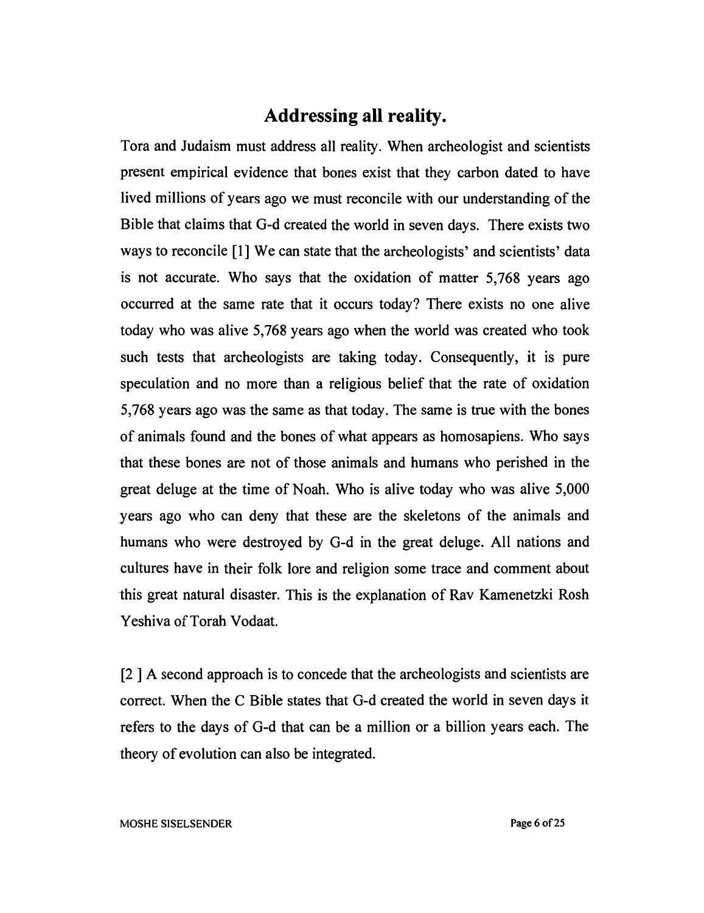## Addressing all reality.

Tora and Judaism must address all reality. When archeologist and scientists present empirical evidence that bones exist that they carbon dated to have lived millions of years ago we must reconcile with our understanding of the Bible that claims that G-d created the world in seven days. There exists two ways to reconcile [1] We can state that the archeologists' and scientists' data is not accurate. Who says that the oxidation of matter 5,768 years ago occurred at the same rate that it occurs today? There exists no one alive today who was alive 5,768 years ago when the world was created who took such tests that archeologists are taking today. Consequently, it is pure speculation and no more than a religious belief that the rate of oxidation 5,768 years ago was the same as that today. The same is true with the bones of animals found and the bones of what appears as homosapiens. Who says that these bones are not of those animals and humans who perished in the great deluge at the time of Noah. Who is alive today who was alive 5,000 years ago who can deny that these are the skeletons of the animals and humans who were destroyed by G-d in the great deluge. All nations and cultures have in their folk lore and religion some trace and comment about this great natural disaster. This is the explanation of Rav Kamenetzki Rosh Yeshiva of Torah Vodaat.

[2 ] A second approach is to concede that the archeologists and scientists are correct. When the C Bible states that G-d created the world in seven days it refers to the days of G-d that can be a million or a billion years each. The theory of evolution can also be integrated.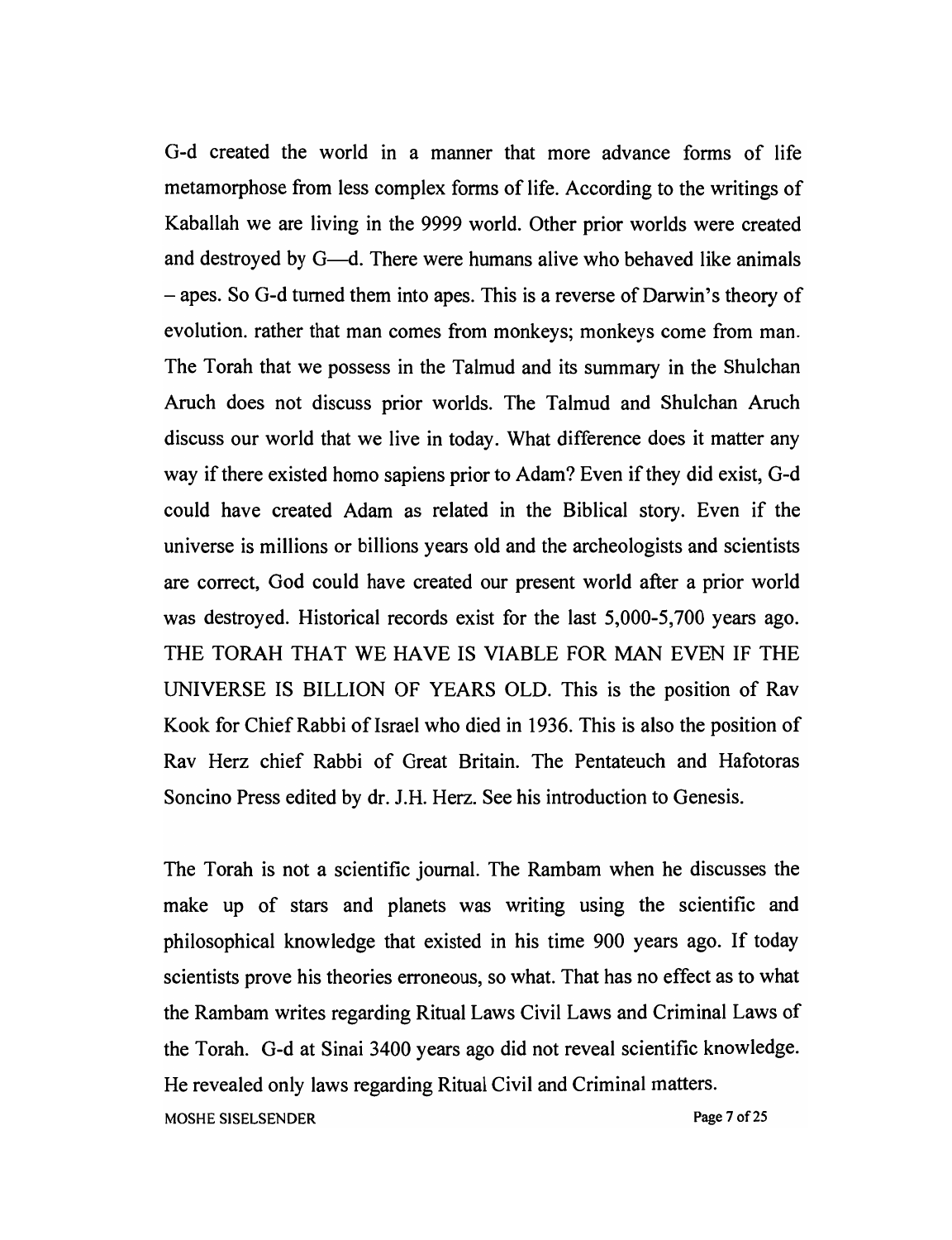G-d created the world in a manner that more advance forms of life metamorphose from less complex forms of life. According to the writings of Kaballah we are living in the 9999 world. Other prior worlds were created and destroyed by G—d. There were humans alive who behaved like animals – apes. So G-d turned them into apes. This is a reverse of Darwin's theory of evolution. rather that man comes from monkeys; monkeys come from man. The Torah that we possess in the Talmud and its summary in the Shulchan Aruch does not discuss prior worlds. The Talmud and Shulchan Aruch discuss our world that we live in today. What difference does it matter any way if there existed homo sapiens prior to Adam? Even if they did exist, G-d could have created Adam as related in the Biblical story. Even if the universe is millions or billions years old and the archeologists and scientists are correct, God could have created our present world after a prior world was destroyed. Historical records exist for the last 5,000-5,700 years ago. THE TORAH THAT WE HAVE IS VIABLE FOR MAN EVEN IF THE UNIVERSE IS BILLION OF YEARS OLD. This is the position of Rav Kook for Chief Rabbi of Israel who died in 1936. This is also the position of Rav Herz chief Rabbi of Great Britain. The Pentateuch and Hafotoras Soncino Press edited by dr. J.H. Herz. See his introduction to Genesis.

The Torah is not a scientific journal. The Rambam when he discusses the make up of stars and planets was writing using the scientific and philosophical knowledge that existed in his time 900 years ago. If today scientists prove his theories erroneous, so what. That has no effect as to what the Rambam writes regarding Ritual Laws Civil Laws and Criminal Laws of the Torah. G-d at Sinai 3400 years ago did not reveal scientific knowledge. He revealed only laws regarding Ritual Civil and Criminal matters.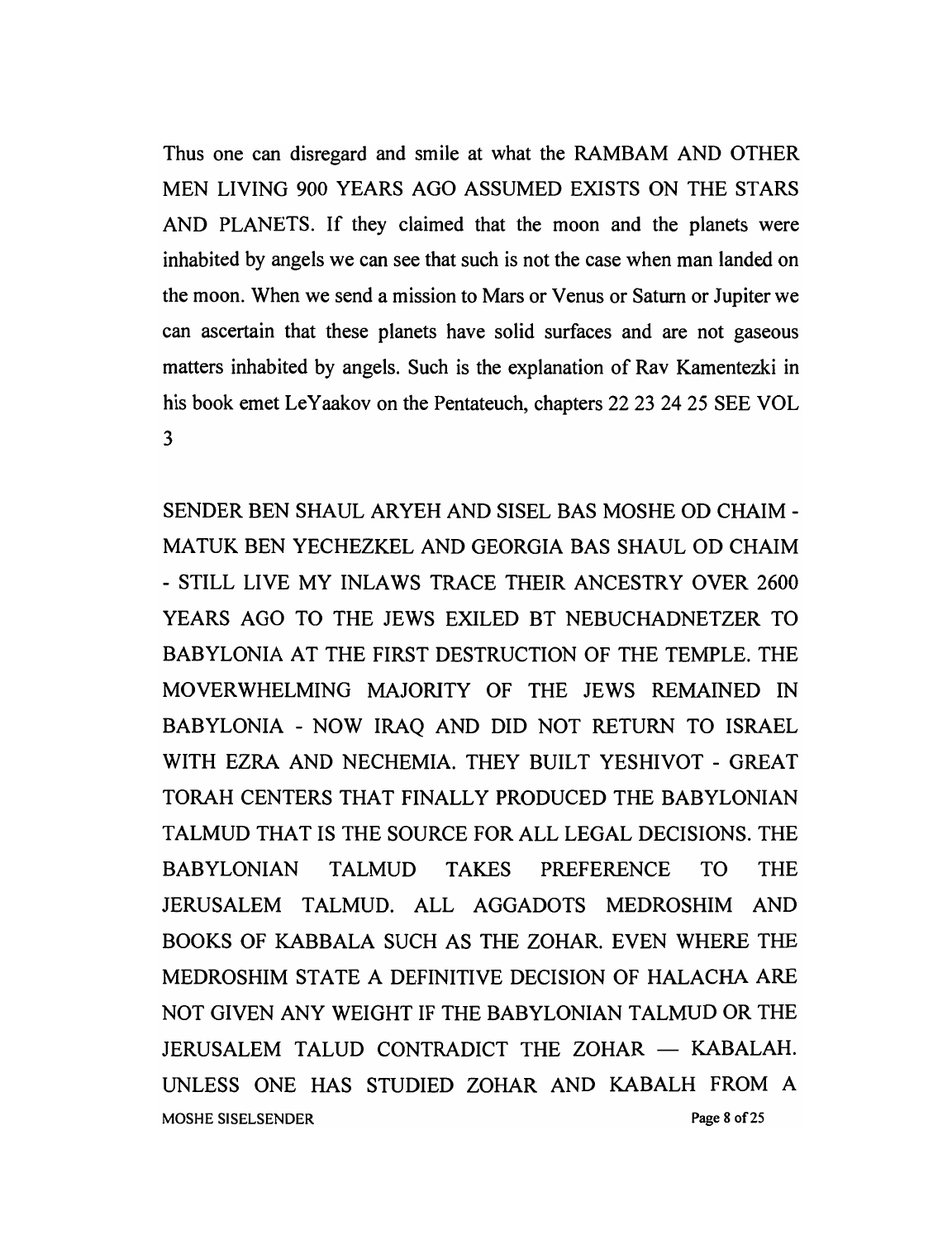Thus one can disregard and smile at what the RAMBAM AND OTHER MEN LIVING 900 YEARS AGO ASSUMED EXISTS ON THE STARS AND PLANETS. If they claimed that the moon and the planets were inhabited by angels we can see that such is not the case when man landed on the moon. When we send a mission to Mars or Venus or Saturn or Jupiter we can ascertain that these planets have solid surfaces and are not gaseous matters inhabited by angels. Such is the explanation of Rav Kamentezki in his book emet LeYaakov on the Pentateuch, chapters 22 23 24 25 SEE VOL 3

SENDER BEN SHAUL ARYEH AND SISEL BAS MOSHE OD CHAIM - MATUK BEN YECHEZKEL AND GEORGIA BAS SHAUL OD CHAIM - STILL LIVE MY INLAWS TRACE THEIR ANCESTRY OVER 2600 YEARS AGO TO THE JEWS EXILED BT NEBUCHADNETZER TO BABYLONIA AT THE FIRST DESTRUCTION OF THE TEMPLE. THE MOVERWHELMING MAJORITY OF THE JEWS REMAINED IN BABYLONIA - NOW IRAQ AND DID NOT RETURN TO ISRAEL WITH EZRA AND NECHEMIA. THEY BUILT YESHIVOT - GREAT TORAH CENTERS THAT FINALLY PRODUCED THE BABYLONIAN TALMUD THAT IS THE SOURCE FOR ALL LEGAL DECISIONS. THE BABYLONIAN TALMUD TAKES PREFERENCE TO THE JERUSALEM TALMUD. ALL AGGADOTS MEDROSHIM AND BOOKS OF KABBALA SUCH AS THE ZOHAR. EVEN WHERE THE MEDROSHIM STATE A DEFINITIVE DECISION OF HALACHA ARE NOT GIVEN ANY WEIGHT IF THE BABYLONIAN TALMUD OR THE JERUSALEM TALUD CONTRADICT THE ZOHAR — KABALAH. UNLESS ONE HAS STUDIED ZOHAR AND KABALH FROM A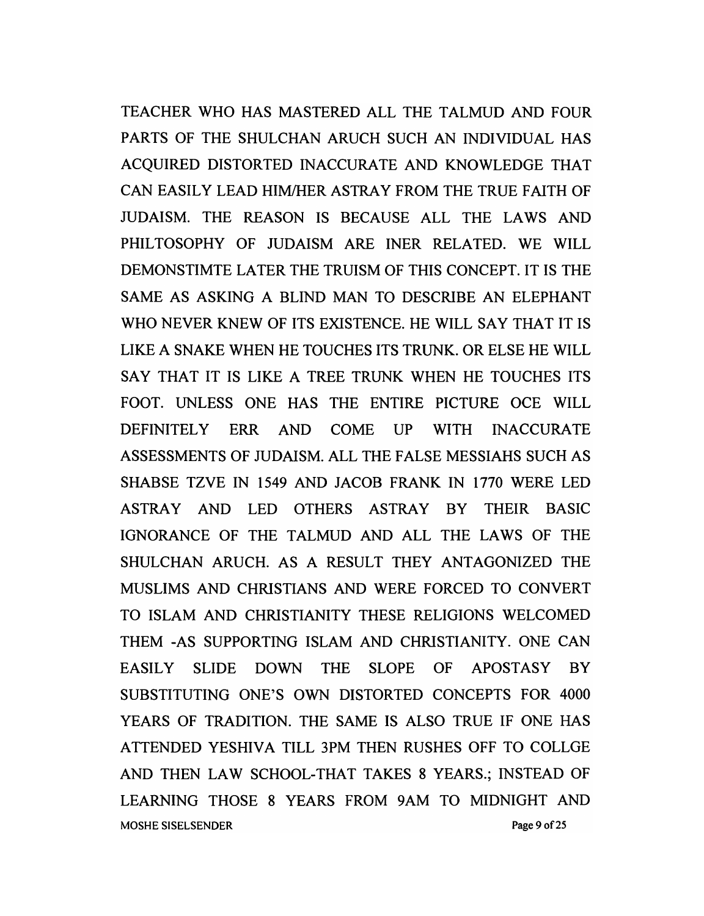TEACHER WHO HAS MASTERED ALL THE TALMUD AND FOUR PARTS OF THE SHULCHAN ARUCH SUCH AN INDIVIDUAL HAS ACQUIRED DISTORTED INACCURATE AND KNOWLEDGE THAT CAN EASILY LEAD HIM/HER ASTRAY FROM THE TRUE FAITH OF JUDAISM. THE REASON IS BECAUSE ALL THE LAWS AND PHILTOSOPHY OF JUDAISM ARE INER RELATED. WE WILL DEMONSTIMTE LATER THE TRUISM OF THIS CONCEPT. IT IS THE SAME AS ASKING A BLIND MAN TO DESCRIBE AN ELEPHANT WHO NEVER KNEW OF ITS EXISTENCE. HE WILL SAY THAT IT IS LIKE A SNAKE WHEN HE TOUCHES ITS TRUNK. OR ELSE HE WILL SAY THAT IT IS LIKE A TREE TRUNK WHEN HE TOUCHES ITS FOOT. UNLESS ONE HAS THE ENTIRE PICTURE OCE WILL DEFINITELY ERR AND COME UP WITH INACCURATE ASSESSMENTS OF JUDAISM. ALL THE FALSE MESSIAHS SUCH AS SHABSE TZVE IN 1549 AND JACOB FRANK IN 1770 WERE LED ASTRAY AND LED OTHERS ASTRAY BY THEIR BASIC IGNORANCE OF THE TALMUD AND ALL THE LAWS OF THE SHULCHAN ARUCH. AS A RESULT THEY ANTAGONIZED THE MUSLIMS AND CHRISTIANS AND WERE FORCED TO CONVERT TO ISLAM AND CHRISTIANITY THESE RELIGIONS WELCOMED THEM -AS SUPPORTING ISLAM AND CHRISTIANITY. ONE CAN EASILY SLIDE DOWN THE SLOPE OF APOSTASY BY SUBSTITUTING ONE'S OWN DISTORTED CONCEPTS FOR 4000 YEARS OF TRADITION. THE SAME IS ALSO TRUE IF ONE HAS ATTENDED YESHIVA TILL 3PM THEN RUSHES OFF TO COLLGE AND THEN LAW SCHOOL-THAT TAKES 8 YEARS.; INSTEAD OF LEARNING THOSE 8 YEARS FROM 9AM TO MIDNIGHT AND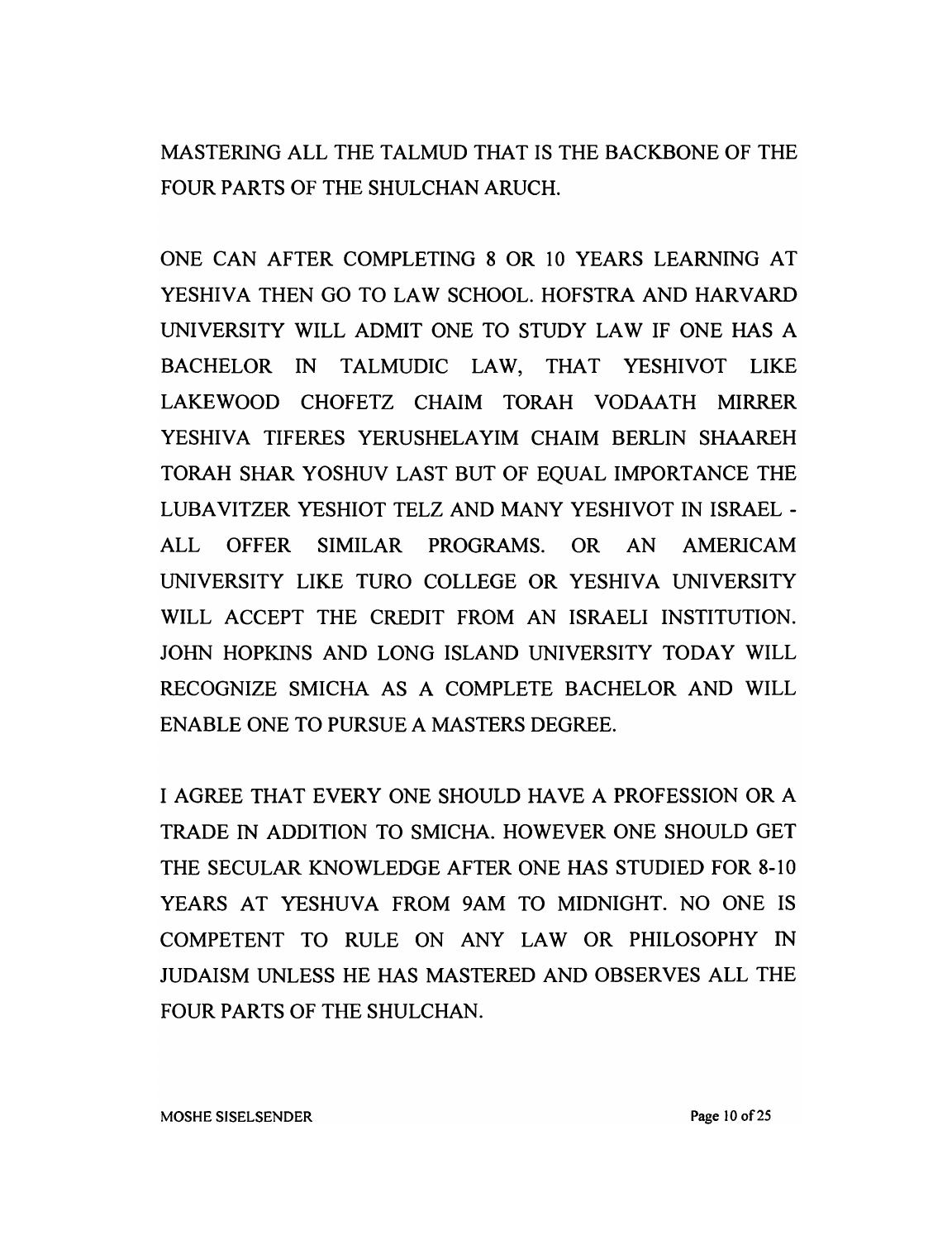MASTERING ALL THE TALMUD THAT IS THE BACKBONE OF THE FOUR PARTS OF THE SHULCHAN ARUCH.

ONE CAN AFTER COMPLETING 8 OR 10 YEARS LEARNING AT YESHIVA THEN GO TO LAW SCHOOL. HOFSTRA AND HARVARD UNIVERSITY WILL ADMIT ONE TO STUDY LAW IF ONE HAS A BACHELOR IN TALMUDIC LAW, THAT YESHIVOT LIKE LAKEWOOD CHOFETZ CHAIM TORAH VODAATH MIRRER YESHIVA TIFERES YERUSHELAYIM CHAIM BERLIN SHAAREH TORAH SHAR YOSHUV LAST BUT OF EQUAL IMPORTANCE THE LUBAVITZER YESHIOT TELZ AND MANY YESHIVOT IN ISRAEL - ALL OFFER SIMILAR PROGRAMS. OR AN AMERICAM UNIVERSITY LIKE TURO COLLEGE OR YESHIVA UNIVERSITY WILL ACCEPT THE CREDIT FROM AN ISRAELI INSTITUTION. JOHN HOPKINS AND LONG ISLAND UNIVERSITY TODAY WILL RECOGNIZE SMICHA AS A COMPLETE BACHELOR AND WILL ENABLE ONE TO PURSUE A MASTERS DEGREE.

I AGREE THAT EVERY ONE SHOULD HAVE A PROFESSION OR A TRADE IN ADDITION TO SMICHA. HOWEVER ONE SHOULD GET THE SECULAR KNOWLEDGE AFTER ONE HAS STUDIED FOR 8-10 YEARS AT YESHUVA FROM 9AM TO MIDNIGHT. NO ONE IS COMPETENT TO RULE ON ANY LAW OR PHILOSOPHY IN JUDAISM UNLESS HE HAS MASTERED AND OBSERVES ALL THE FOUR PARTS OF THE SHULCHAN.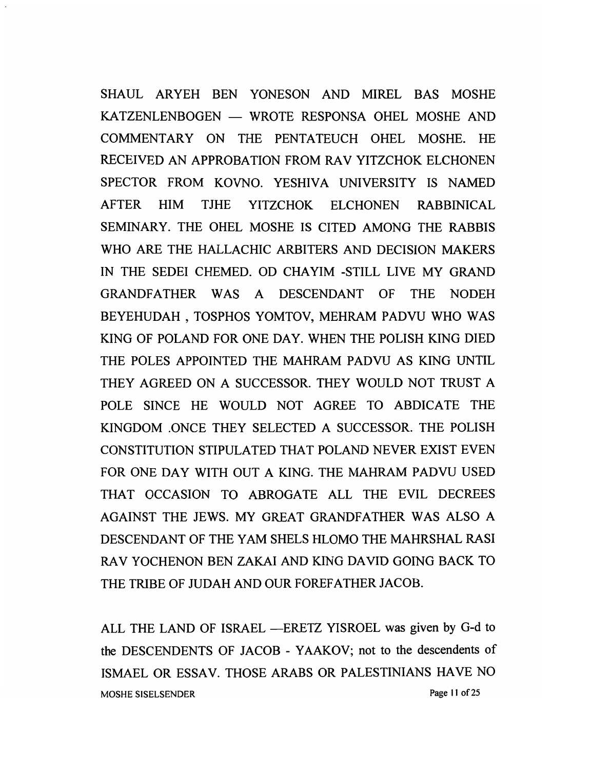SHAUL ARYEH BEN YONESON AND MIREL BAS MOSHE KATZENLENBOGEN — WROTE RESPONSA OHEL MOSHE AND COMMENTARY ON THE PENTATEUCH OHEL MOSHE. HE RECEIVED AN APPROBATION FROM RAV YITZCHOK ELCHONEN SPECTOR FROM KOVNO. YESHIVA UNIVERSITY IS NAMED AFTER HIM TJHE YITZCHOK ELCHONEN RABBINICAL SEMINARY. THE OHEL MOSHE IS CITED AMONG THE RABBIS WHO ARE THE HALLACHIC ARBITERS AND DECISION MAKERS IN THE SEDEI CHEMED. OD CHAYIM -STILL LIVE MY GRAND GRANDFATHER WAS A DESCENDANT OF THE NODEH BEYEHUDAH , TOSPHOS YOMTOV, MEHRAM PADVU WHO WAS KING OF POLAND FOR ONE DAY. WHEN THE POLISH KING DIED THE POLES APPOINTED THE MAHRAM PADVU AS KING UNTIL THEY AGREED ON A SUCCESSOR. THEY WOULD NOT TRUST A POLE SINCE HE WOULD NOT AGREE TO ABDICATE THE KINGDOM .ONCE THEY SELECTED A SUCCESSOR. THE POLISH CONSTITUTION STIPULATED THAT POLAND NEVER EXIST EVEN FOR ONE DAY WITH OUT A KING. THE MAHRAM PADVU USED THAT OCCASION TO ABROGATE ALL THE EVIL DECREES AGAINST THE JEWS. MY GREAT GRANDFATHER WAS ALSO A DESCENDANT OF THE YAM SHELS HLOMO THE MAHRSHAL RASI RAV YOCHENON BEN ZAKAI AND KING DAVID GOING BACK TO THE TRIBE OF JUDAH AND OUR FOREFATHER JACOB.

ALL THE LAND OF ISRAEL —ERETZ YISROEL was given by G-d to the DESCENDENTS OF JACOB - YAAKOV; not to the descendents of ISMAEL OR ESSAV. THOSE ARABS OR PALESTINIANS HAVE NO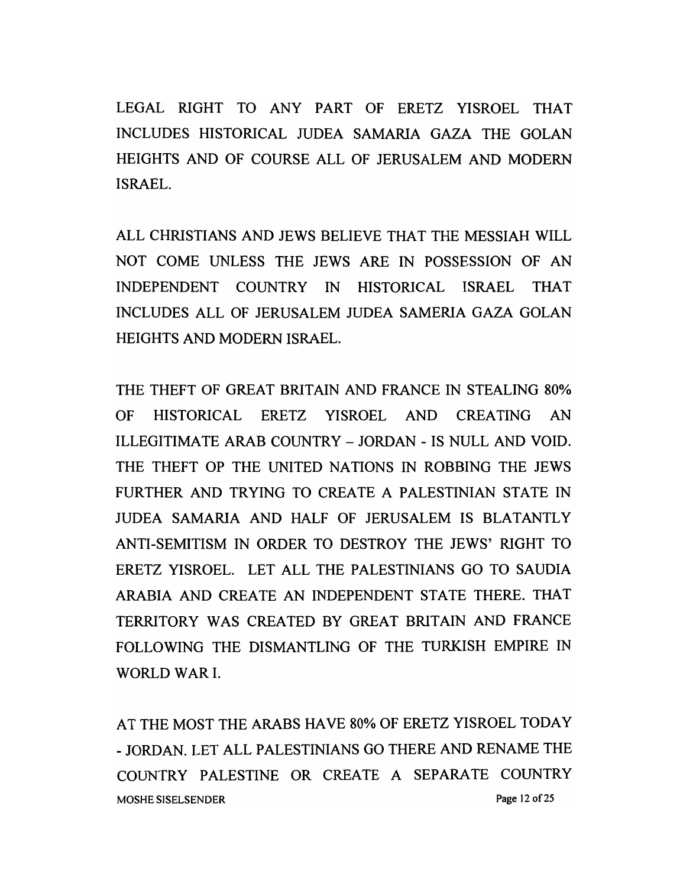LEGAL RIGHT TO ANY PART OF ERETZ YISROEL THAT INCLUDES HISTORICAL JUDEA SAMARIA GAZA THE GOLAN HEIGHTS AND OF COURSE ALL OF JERUSALEM AND MODERN ISRAEL.

ALL CHRISTIANS AND JEWS BELIEVE THAT THE MESSIAH WILL NOT COME UNLESS THE JEWS ARE IN POSSESSION OF AN INDEPENDENT COUNTRY IN HISTORICAL ISRAEL THAT INCLUDES ALL OF JERUSALEM JUDEA SAMERIA GAZA GOLAN HEIGHTS AND MODERN ISRAEL.

THE THEFT OF GREAT BRITAIN AND FRANCE IN STEALING 80% OF HISTORICAL ERETZ YISROEL AND CREATING AN ILLEGITIMATE ARAB COUNTRY – JORDAN - IS NULL AND VOID. THE THEFT OP THE UNITED NATIONS IN ROBBING THE JEWS FURTHER AND TRYING TO CREATE A PALESTINIAN STATE IN JUDEA SAMARIA AND HALF OF JERUSALEM IS BLATANTLY ANTI-SEMITISM IN ORDER TO DESTROY THE JEWS' RIGHT TO ERETZ YISROEL. LET ALL THE PALESTINIANS GO TO SAUDIA ARABIA AND CREATE AN INDEPENDENT STATE THERE. THAT TERRITORY WAS CREATED BY GREAT BRITAIN AND FRANCE FOLLOWING THE DISMANTLING OF THE TURKISH EMPIRE IN WORLD WAR I.

AT THE MOST THE ARABS HAVE 80% OF ERETZ YISROEL TODAY - JORDAN. LET ALL PALESTINIANS GO THERE AND RENAME THE COUNTRY PALESTINE OR CREATE A SEPARATE COUNTRY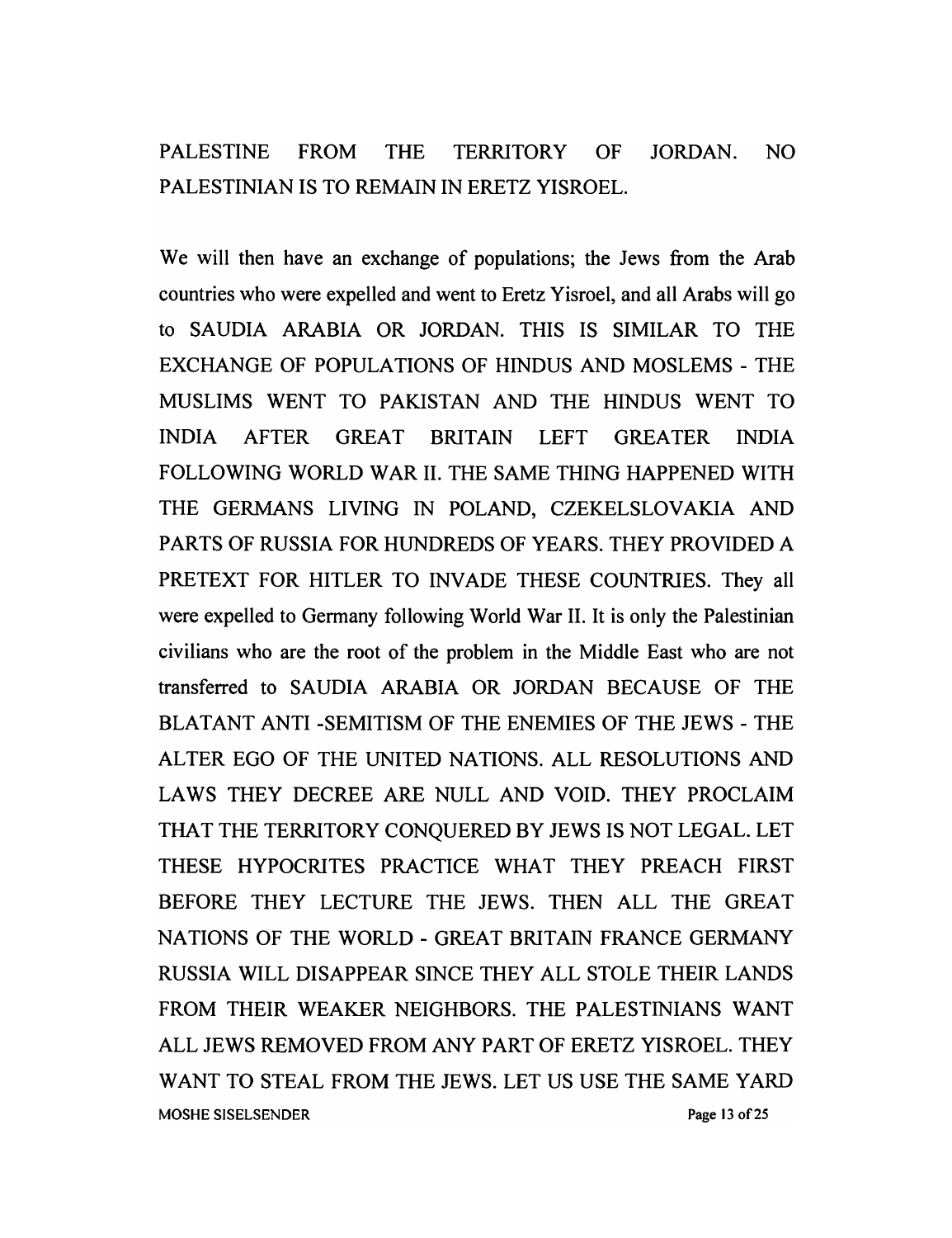PALESTINE FROM THE TERRITORY OF JORDAN. NO PALESTINIAN IS TO REMAIN IN ERETZ YISROEL.

We will then have an exchange of populations; the Jews from the Arab countries who were expelled and went to Eretz Yisroel, and all Arabs will go to SAUDIA ARABIA OR JORDAN. THIS IS SIMILAR TO THE EXCHANGE OF POPULATIONS OF HINDUS AND MOSLEMS - THE MUSLIMS WENT TO PAKISTAN AND THE HINDUS WENT TO INDIA AFTER GREAT BRITAIN LEFT GREATER INDIA FOLLOWING WORLD WAR II. THE SAME THING HAPPENED WITH THE GERMANS LIVING IN POLAND, CZEKELSLOVAKIA AND PARTS OF RUSSIA FOR HUNDREDS OF YEARS. THEY PROVIDED A PRETEXT FOR HITLER TO INVADE THESE COUNTRIES. They all were expelled to Germany following World War II. It is only the Palestinian civilians who are the root of the problem in the Middle East who are not transferred to SAUDIA ARABIA OR JORDAN BECAUSE OF THE BLATANT ANTI -SEMITISM OF THE ENEMIES OF THE JEWS - THE ALTER EGO OF THE UNITED NATIONS. ALL RESOLUTIONS AND LAWS THEY DECREE ARE NULL AND VOID. THEY PROCLAIM THAT THE TERRITORY CONQUERED BY JEWS IS NOT LEGAL. LET THESE HYPOCRITES PRACTICE WHAT THEY PREACH FIRST BEFORE THEY LECTURE THE JEWS. THEN ALL THE GREAT NATIONS OF THE WORLD - GREAT BRITAIN FRANCE GERMANY RUSSIA WILL DISAPPEAR SINCE THEY ALL STOLE THEIR LANDS FROM THEIR WEAKER NEIGHBORS. THE PALESTINIANS WANT ALL JEWS REMOVED FROM ANY PART OF ERETZ YISROEL. THEY WANT TO STEAL FROM THE JEWS. LET US USE THE SAME YARD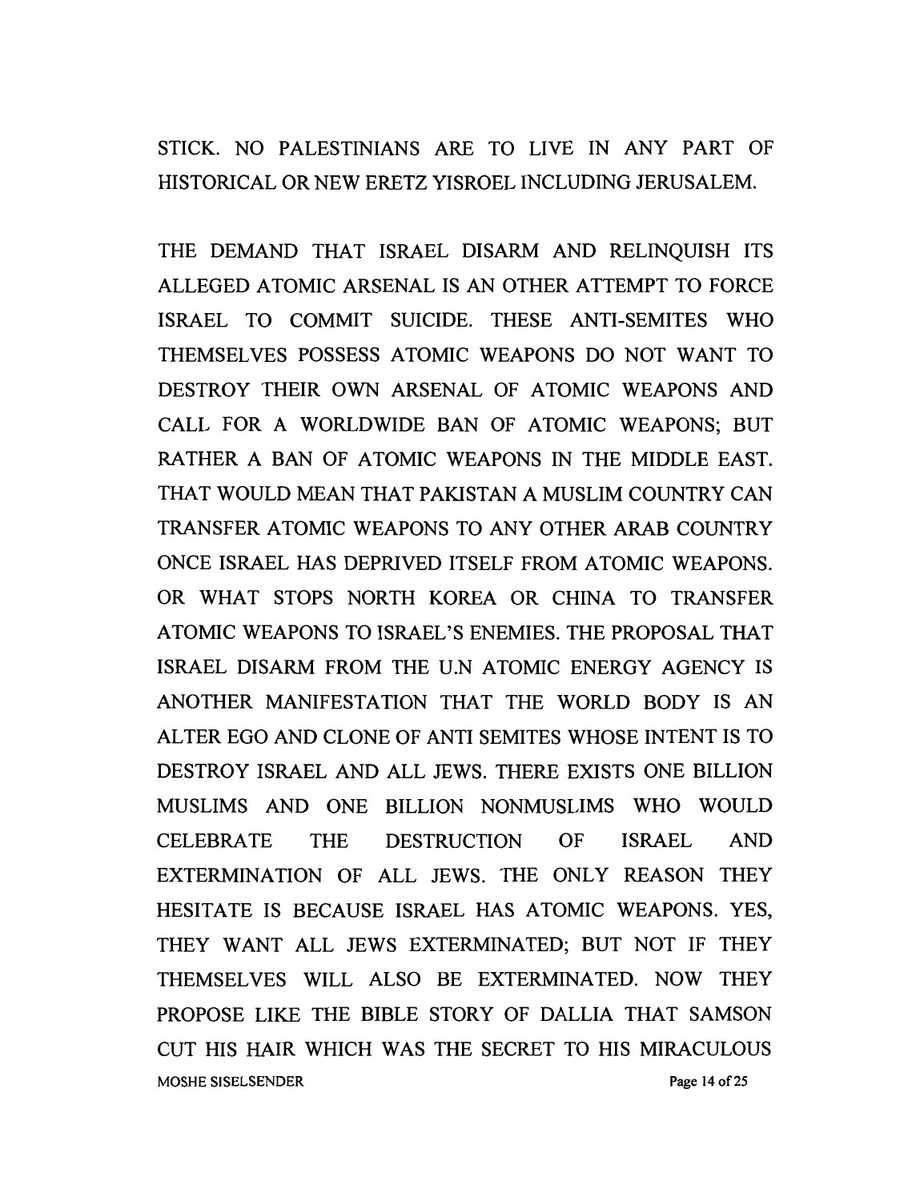STICK. NO PALESTINIANS ARE TO LIVE IN ANY PART OF HISTORICAL OR NEW ERETZ YISROEL INCLUDING JERUSALEM.

THE DEMAND THAT ISRAEL DISARM AND RELINQUISH ITS ALLEGED ATOMIC ARSENAL IS AN OTHER ATTEMPT TO FORCE ISRAEL TO COMMIT SUICIDE. THESE ANTI-SEMITES WHO THEMSELVES POSSESS ATOMIC WEAPONS DO NOT WANT TO DESTROY THEIR OWN ARSENAL OF ATOMIC WEAPONS AND CALL FOR A WORLDWIDE BAN OF ATOMIC WEAPONS; BUT RATHER A BAN OF ATOMIC WEAPONS IN THE MIDDLE EAST. THAT WOULD MEAN THAT PAKISTAN A MUSLIM COUNTRY CAN TRANSFER ATOMIC WEAPONS TO ANY OTHER ARAB COUNTRY ONCE ISRAEL HAS DEPRIVED ITSELF FROM ATOMIC WEAPONS. OR WHAT STOPS NORTH KOREA OR CHINA TO TRANSFER ATOMIC WEAPONS TO ISRAEL'S ENEMIES. THE PROPOSAL THAT ISRAEL DISARM FROM THE U.N ATOMIC ENERGY AGENCY IS ANOTHER MANIFESTATION THAT THE WORLD BODY IS AN ALTER EGO AND CLONE OF ANTI SEMITES WHOSE INTENT IS TO DESTROY ISRAEL AND ALL JEWS. THERE EXISTS ONE BILLION MUSLIMS AND ONE BILLION NONMUSLIMS WHO WOULD CELEBRATE THE DESTRUCTION OF ISRAEL AND EXTERMINATION OF ALL JEWS. THE ONLY REASON THEY HESITATE IS BECAUSE ISRAEL HAS ATOMIC WEAPONS. YES, THEY WANT ALL JEWS EXTERMINATED; BUT NOT IF THEY THEMSELVES WILL ALSO BE EXTERMINATED. NOW THEY PROPOSE LIKE THE BIBLE STORY OF DALLIA THAT SAMSON CUT HIS HAIR WHICH WAS THE SECRET TO HIS MIRACULOUS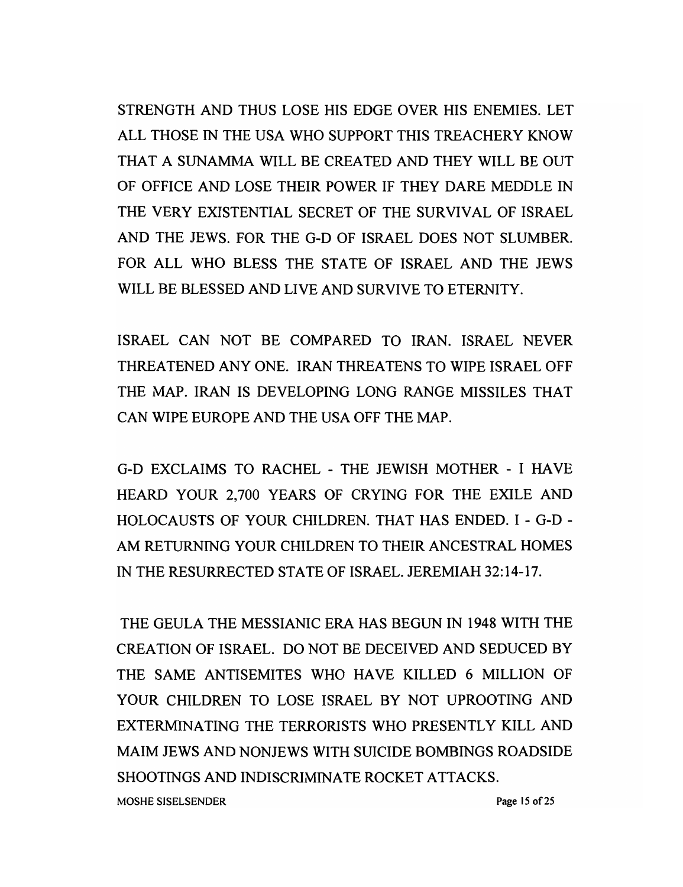STRENGTH AND THUS LOSE HIS EDGE OVER HIS ENEMIES. LET ALL THOSE IN THE USA WHO SUPPORT THIS TREACHERY KNOW THAT A SUNAMMA WILL BE CREATED AND THEY WILL BE OUT OF OFFICE AND LOSE THEIR POWER IF THEY DARE MEDDLE IN THE VERY EXISTENTIAL SECRET OF THE SURVIVAL OF ISRAEL AND THE JEWS. FOR THE G-D OF ISRAEL DOES NOT SLUMBER. FOR ALL WHO BLESS THE STATE OF ISRAEL AND THE JEWS WILL BE BLESSED AND LIVE AND SURVIVE TO ETERNITY.

ISRAEL CAN NOT BE COMPARED TO IRAN. ISRAEL NEVER THREATENED ANY ONE. IRAN THREATENS TO WIPE ISRAEL OFF THE MAP. IRAN IS DEVELOPING LONG RANGE MISSILES THAT CAN WIPE EUROPE AND THE USA OFF THE MAP.

G-D EXCLAIMS TO RACHEL - THE JEWISH MOTHER - I HAVE HEARD YOUR 2,700 YEARS OF CRYING FOR THE EXILE AND HOLOCAUSTS OF YOUR CHILDREN. THAT HAS ENDED. I - G-D - AM RETURNING YOUR CHILDREN TO THEIR ANCESTRAL HOMES IN THE RESURRECTED STATE OF ISRAEL. JEREMIAH 32:14-17.

THE GEULA THE MESSIANIC ERA HAS BEGUN IN 1948 WITH THE CREATION OF ISRAEL. DO NOT BE DECEIVED AND SEDUCED BY THE SAME ANTISEMITES WHO HAVE KILLED 6 MILLION OF YOUR CHILDREN TO LOSE ISRAEL BY NOT UPROOTING AND EXTERMINATING THE TERRORISTS WHO PRESENTLY KILL AND MAIM JEWS AND NONJEWS WITH SUICIDE BOMBINGS ROADSIDE SHOOTINGS AND INDISCRIMINATE ROCKET ATTACKS.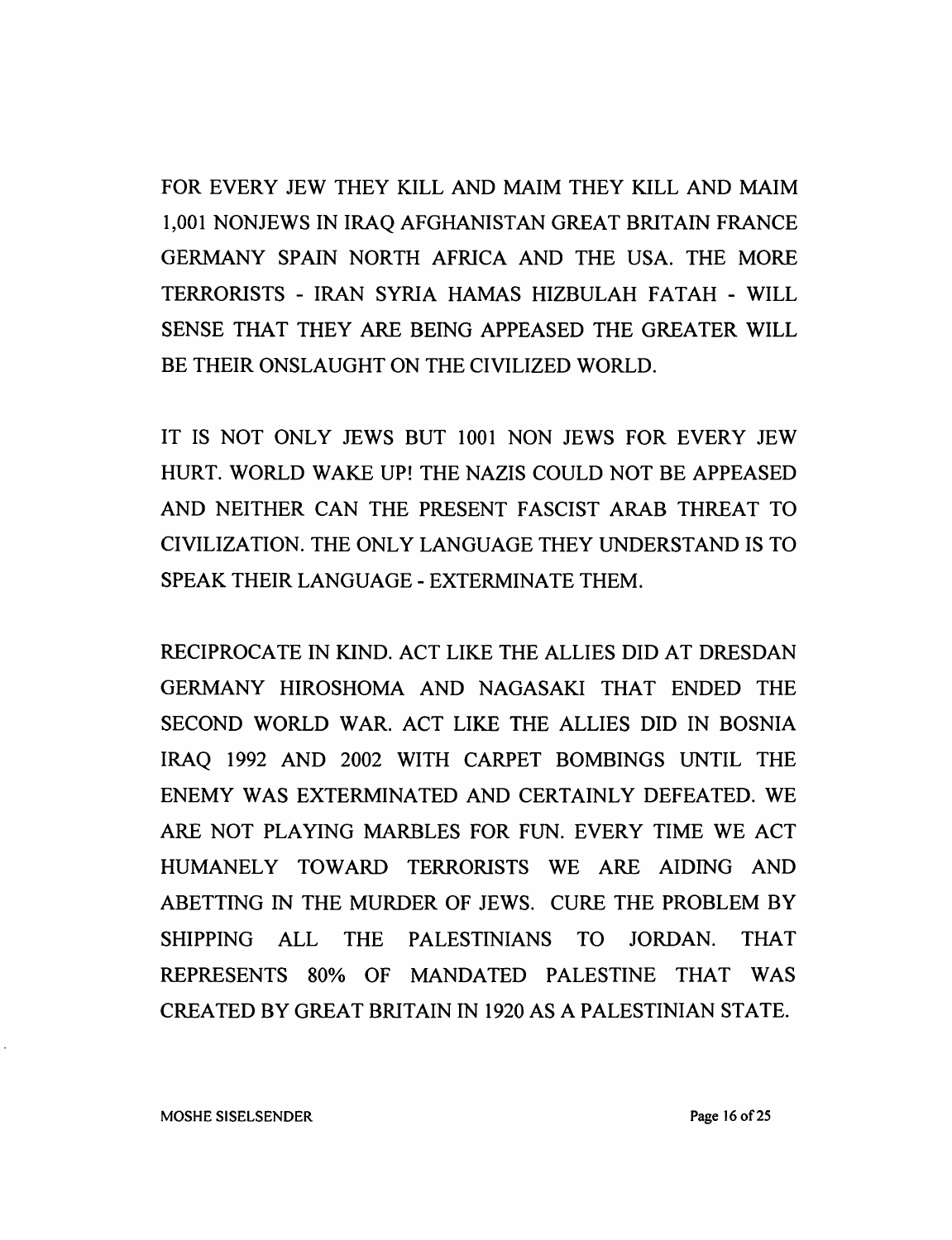FOR EVERY JEW THEY KILL AND MAIM THEY KILL AND MAIM 1,001 NONJEWS IN IRAQ AFGHANISTAN GREAT BRITAIN FRANCE GERMANY SPAIN NORTH AFRICA AND THE USA. THE MORE TERRORISTS - IRAN SYRIA HAMAS HIZBULAH FATAH - WILL SENSE THAT THEY ARE BEING APPEASED THE GREATER WILL BE THEIR ONSLAUGHT ON THE CIVILIZED WORLD.

IT IS NOT ONLY JEWS BUT 1001 NON JEWS FOR EVERY JEW HURT. WORLD WAKE UP! THE NAZIS COULD NOT BE APPEASED AND NEITHER CAN THE PRESENT FASCIST ARAB THREAT TO CIVILIZATION. THE ONLY LANGUAGE THEY UNDERSTAND IS TO SPEAK THEIR LANGUAGE - EXTERMINATE THEM.

RECIPROCATE IN KIND. ACT LIKE THE ALLIES DID AT DRESDAN GERMANY HIROSHOMA AND NAGASAKI THAT ENDED THE SECOND WORLD WAR. ACT LIKE THE ALLIES DID IN BOSNIA IRAQ 1992 AND 2002 WITH CARPET BOMBINGS UNTIL THE ENEMY WAS EXTERMINATED AND CERTAINLY DEFEATED. WE ARE NOT PLAYING MARBLES FOR FUN. EVERY TIME WE ACT HUMANELY TOWARD TERRORISTS WE ARE AIDING AND ABETTING IN THE MURDER OF JEWS. CURE THE PROBLEM BY SHIPPING ALL THE PALESTINIANS TO JORDAN. THAT REPRESENTS 80% OF MANDATED PALESTINE THAT WAS CREATED BY GREAT BRITAIN IN 1920 AS A PALESTINIAN STATE.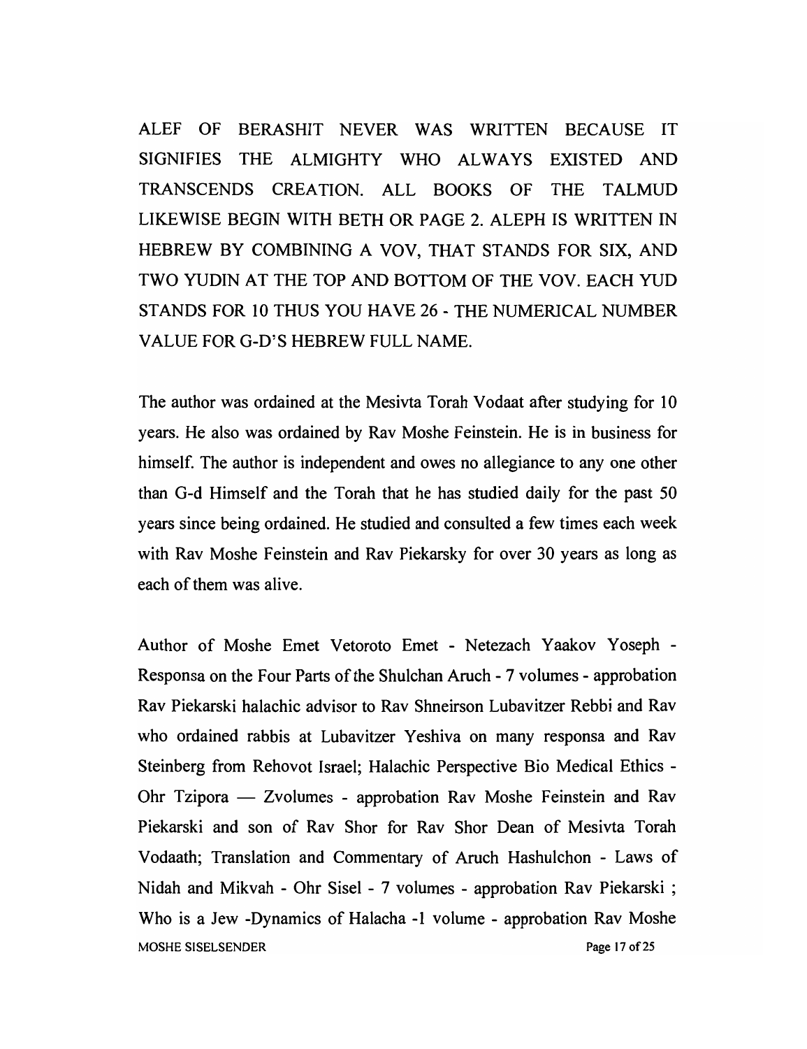ALEF OF BERASHIT NEVER WAS WRITTEN BECAUSE IT SIGNIFIES THE ALMIGHTY WHO ALWAYS EXISTED AND TRANSCENDS CREATION. ALL BOOKS OF THE TALMUD LIKEWISE BEGIN WITH BETH OR PAGE 2. ALEPH IS WRITTEN IN HEBREW BY COMBINING A VOV, THAT STANDS FOR SIX, AND TWO YUDIN AT THE TOP AND BOTTOM OF THE VOV. EACH YUD STANDS FOR 10 THUS YOU HAVE 26 - THE NUMERICAL NUMBER VALUE FOR G-D'S HEBREW FULL NAME.

The author was ordained at the Mesivta Torah Vodaat after studying for 10 years. He also was ordained by Rav Moshe Feinstein. He is in business for himself. The author is independent and owes no allegiance to any one other than G-d Himself and the Torah that he has studied daily for the past 50 years since being ordained. He studied and consulted a few times each week with Rav Moshe Feinstein and Rav Piekarsky for over 30 years as long as each of them was alive.

Author of Moshe Emet Vetoroto Emet - Netezach Yaakov Yoseph - Responsa on the Four Parts of the Shulchan Aruch - 7 volumes - approbation Rav Piekarski halachic advisor to Rav Shneirson Lubavitzer Rebbi and Rav who ordained rabbis at Lubavitzer Yeshiva on many responsa and Rav Steinberg from Rehovot Israel; Halachic Perspective Bio Medical Ethics - Ohr Tzipora — Zvolumes - approbation Rav Moshe Feinstein and Rav Piekarski and son of Rav Shor for Rav Shor Dean of Mesivta Torah Vodaath; Translation and Commentary of Aruch Hashulchon - Laws of Nidah and Mikvah - Ohr Sisel - 7 volumes - approbation Rav Piekarski ; Who is a Jew -Dynamics of Halacha -1 volume - approbation Rav Moshe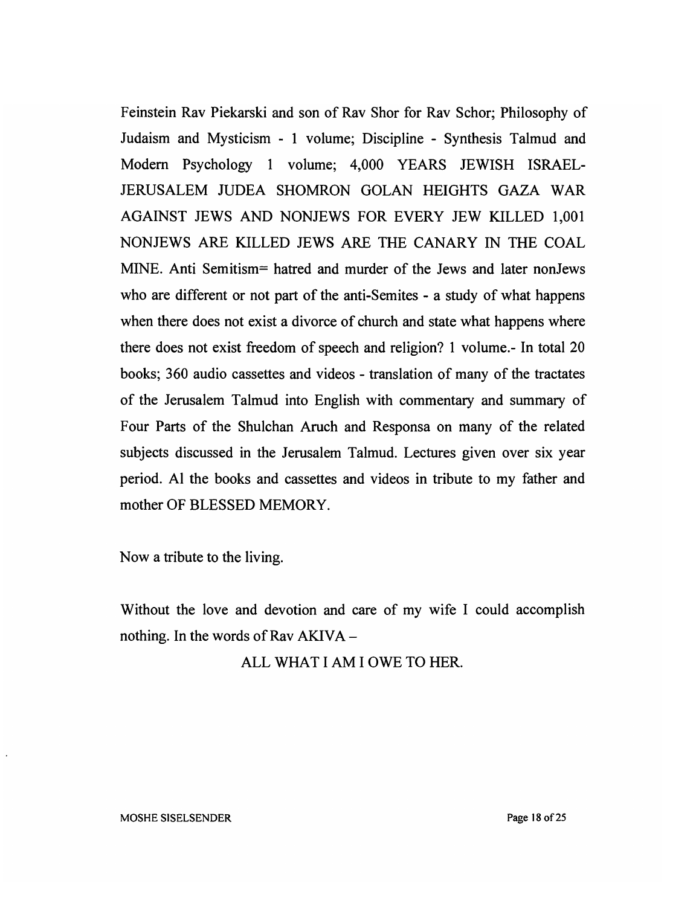Feinstein Rav Piekarski and son of Rav Shor for Rav Schor; Philosophy of Judaism and Mysticism - 1 volume; Discipline - Synthesis Talmud and Modern Psychology 1 volume; 4,000 YEARS JEWISH ISRAEL-JERUSALEM JUDEA SHOMRON GOLAN HEIGHTS GAZA WAR AGAINST JEWS AND NONJEWS FOR EVERY JEW KILLED 1,001 NONJEWS ARE KILLED JEWS ARE THE CANARY IN THE COAL MINE. Anti Semitism= hatred and murder of the Jews and later nonJews who are different or not part of the anti-Semites - a study of what happens when there does not exist a divorce of church and state what happens where there does not exist freedom of speech and religion? 1 volume.- In total 20 books; 360 audio cassettes and videos - translation of many of the tractates of the Jerusalem Talmud into English with commentary and summary of Four Parts of the Shulchan Aruch and Responsa on many of the related subjects discussed in the Jerusalem Talmud. Lectures given over six year period. Al the books and cassettes and videos in tribute to my father and mother OF BLESSED MEMORY.

Now a tribute to the living.

Without the love and devotion and care of my wife I could accomplish nothing. In the words of Rav AKIVA –

ALL WHAT I AM I OWE TO HER.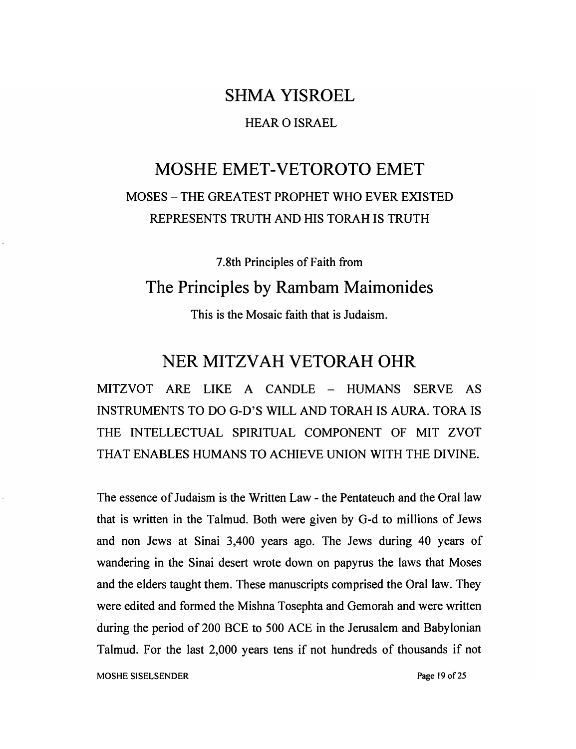## SHMA YISROEL

HEAR O ISRAEL

## MOSHE EMET-VETOROTO EMET

### MOSES – THE GREATEST PROPHET WHO EVER EXISTED REPRESENTS TRUTH AND HIS TORAH IS TRUTH

7.8th Principles of Faith from

## The Principles by Rambam Maimonides

This is the Mosaic faith that is Judaism.

## NER MITZVAH VETORAH OHR

MITZVOT ARE LIKE A CANDLE – HUMANS SERVE AS INSTRUMENTS TO DO G-D'S WILL AND TORAH IS AURA. TORA IS THE INTELLECTUAL SPIRITUAL COMPONENT OF MIT ZVOT THAT ENABLES HUMANS TO ACHIEVE UNION WITH THE DIVINE.

The essence of Judaism is the Written Law - the Pentateuch and the Oral law that is written in the Talmud. Both were given by G-d to millions of Jews and non Jews at Sinai 3,400 years ago. The Jews during 40 years of wandering in the Sinai desert wrote down on papyrus the laws that Moses and the elders taught them. These manuscripts comprised the Oral law. They were edited and formed the Mishna Tosephta and Gemorah and were written during the period of 200 BCE to 500 ACE in the Jerusalem and Babylonian Talmud. For the last 2,000 years tens if not hundreds of thousands if not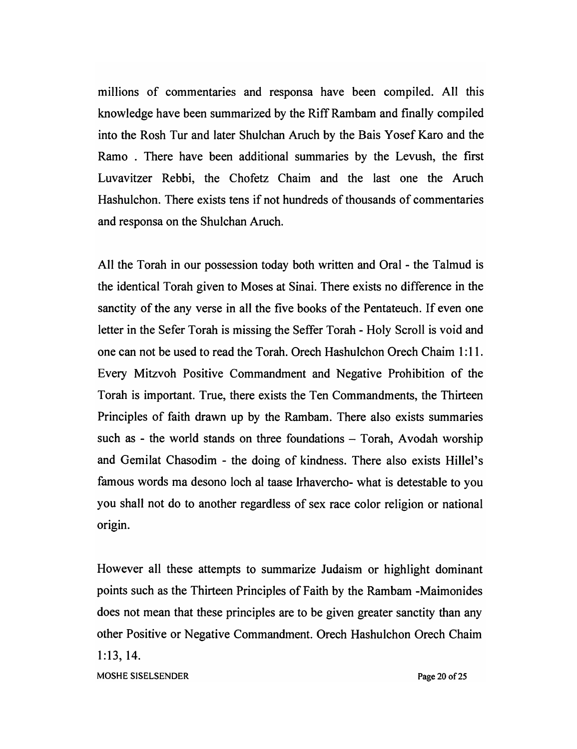millions of commentaries and responsa have been compiled. All this knowledge have been summarized by the Riff Rambam and finally compiled into the Rosh Tur and later Shulchan Aruch by the Bais Yosef Karo and the Ramo . There have been additional summaries by the Levush, the first Luvavitzer Rebbi, the Chofetz Chaim and the last one the Aruch Hashulchon. There exists tens if not hundreds of thousands of commentaries and responsa on the Shulchan Aruch.

All the Torah in our possession today both written and Oral - the Talmud is the identical Torah given to Moses at Sinai. There exists no difference in the sanctity of the any verse in all the five books of the Pentateuch. If even one letter in the Sefer Torah is missing the Seffer Torah - Holy Scroll is void and one can not be used to read the Torah. Orech Hashulchon Orech Chaim 1:11. Every Mitzvoh Positive Commandment and Negative Prohibition of the Torah is important. True, there exists the Ten Commandments, the Thirteen Principles of faith drawn up by the Rambam. There also exists summaries such as - the world stands on three foundations – Torah, Avodah worship and Gemilat Chasodim - the doing of kindness. There also exists Hillel's famous words ma desono loch al taase lrhavercho- what is detestable to you you shall not do to another regardless of sex race color religion or national origin.

However all these attempts to summarize Judaism or highlight dominant points such as the Thirteen Principles of Faith by the Rambam -Maimonides does not mean that these principles are to be given greater sanctity than any other Positive or Negative Commandment. Orech Hashulchon Orech Chaim 1:13, 14.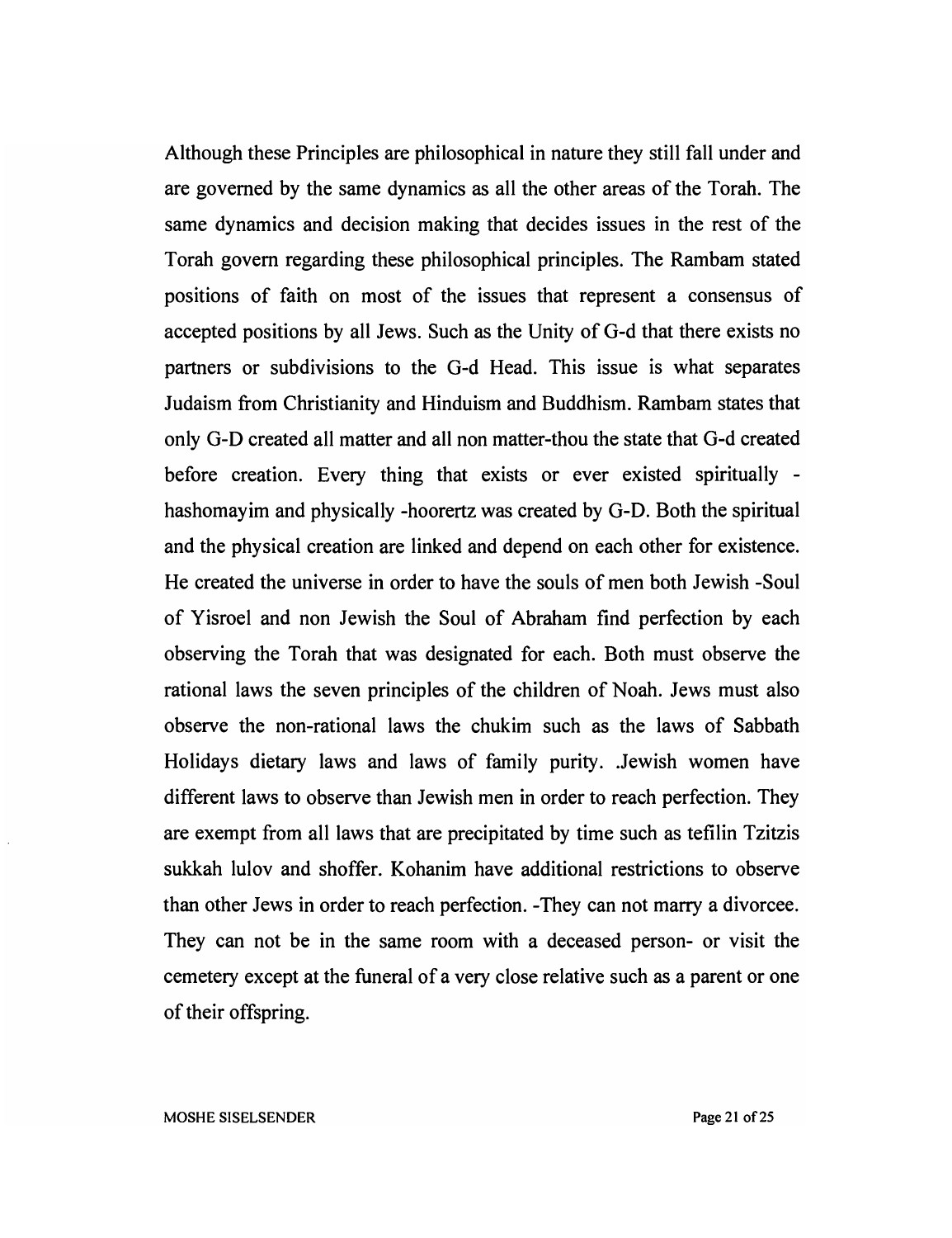Although these Principles are philosophical in nature they still fall under and are governed by the same dynamics as all the other areas of the Torah. The same dynamics and decision making that decides issues in the rest of the Torah govern regarding these philosophical principles. The Rambam stated positions of faith on most of the issues that represent a consensus of accepted positions by all Jews. Such as the Unity of G-d that there exists no partners or subdivisions to the G-d Head. This issue is what separates Judaism from Christianity and Hinduism and Buddhism. Rambam states that only G-D created all matter and all non matter-thou the state that G-d created before creation. Every thing that exists or ever existed spiritually - hashomayim and physically -hoorertz was created by G-D. Both the spiritual and the physical creation are linked and depend on each other for existence. He created the universe in order to have the souls of men both Jewish -Soul of Yisroel and non Jewish the Soul of Abraham find perfection by each observing the Torah that was designated for each. Both must observe the rational laws the seven principles of the children of Noah. Jews must also observe the non-rational laws the chukim such as the laws of Sabbath Holidays dietary laws and laws of family purity. .Jewish women have different laws to observe than Jewish men in order to reach perfection. They are exempt from all laws that are precipitated by time such as tefilin Tzitzis sukkah lulov and shoffer. Kohanim have additional restrictions to observe than other Jews in order to reach perfection. -They can not marry a divorcee. They can not be in the same room with a deceased person- or visit the cemetery except at the funeral of a very close relative such as a parent or one of their offspring.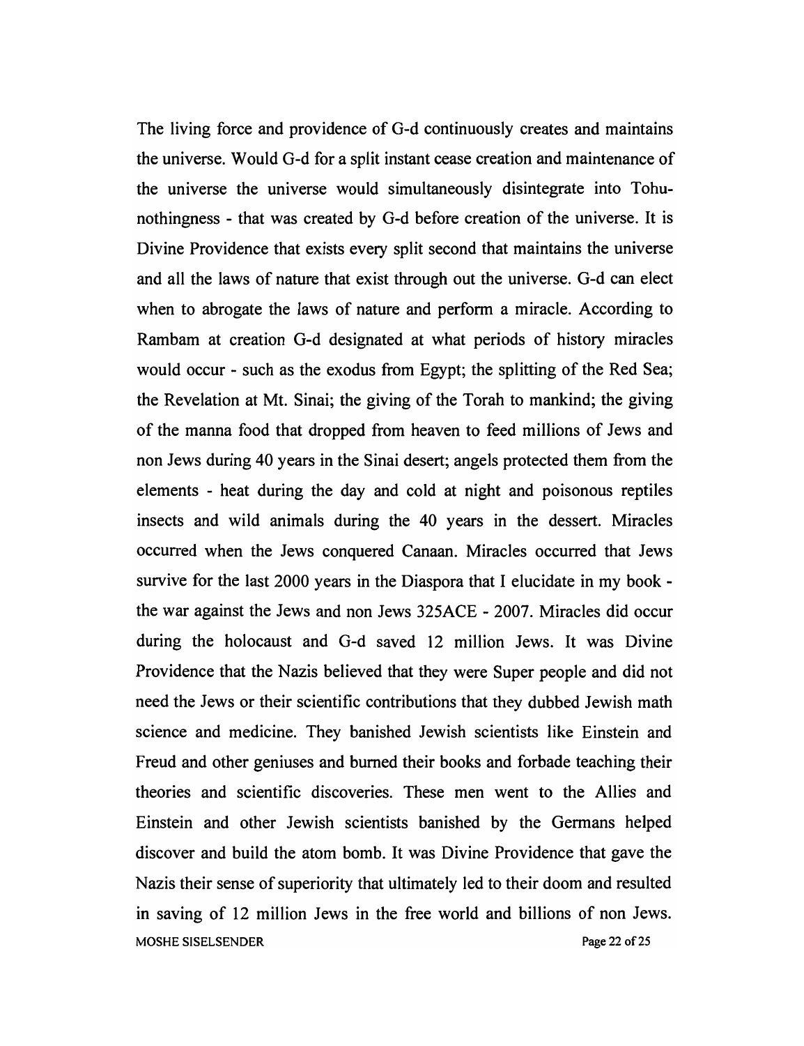The living force and providence of G-d continuously creates and maintains the universe. Would G-d for a split instant cease creation and maintenance of the universe the universe would simultaneously disintegrate into Tohu-nothingness - that was created by G-d before creation of the universe. It is Divine Providence that exists every split second that maintains the universe and all the laws of nature that exist through out the universe. G-d can elect when to abrogate the laws of nature and perform a miracle. According to Rambam at creation G-d designated at what periods of history miracles would occur - such as the exodus from Egypt; the splitting of the Red Sea; the Revelation at Mt. Sinai; the giving of the Torah to mankind; the giving of the manna food that dropped from heaven to feed millions of Jews and non Jews during 40 years in the Sinai desert; angels protected them from the elements - heat during the day and cold at night and poisonous reptiles insects and wild animals during the 40 years in the dessert. Miracles occurred when the Jews conquered Canaan. Miracles occurred that Jews survive for the last 2000 years in the Diaspora that I elucidate in my book - the war against the Jews and non Jews 325ACE - 2007. Miracles did occur during the holocaust and G-d saved 12 million Jews. It was Divine Providence that the Nazis believed that they were Super people and did not need the Jews or their scientific contributions that they dubbed Jewish math science and medicine. They banished Jewish scientists like Einstein and Freud and other geniuses and burned their books and forbade teaching their theories and scientific discoveries. These men went to the Allies and Einstein and other Jewish scientists banished by the Germans helped discover and build the atom bomb. It was Divine Providence that gave the Nazis their sense of superiority that ultimately led to their doom and resulted in saving of 12 million Jews in the free world and billions of non Jews.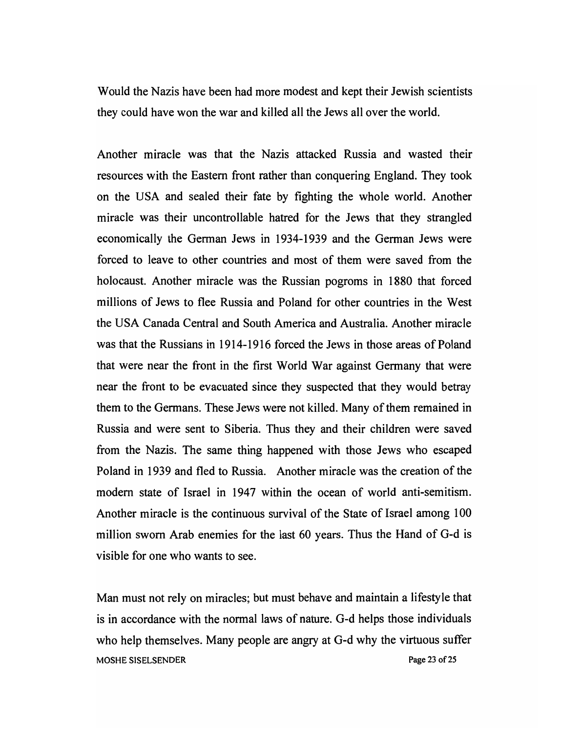Would the Nazis have been had more modest and kept their Jewish scientists they could have won the war and killed all the Jews all over the world.

Another miracle was that the Nazis attacked Russia and wasted their resources with the Eastern front rather than conquering England. They took on the USA and sealed their fate by fighting the whole world. Another miracle was their uncontrollable hatred for the Jews that they strangled economically the German Jews in 1934-1939 and the German Jews were forced to leave to other countries and most of them were saved from the holocaust. Another miracle was the Russian pogroms in 1880 that forced millions of Jews to flee Russia and Poland for other countries in the West the USA Canada Central and South America and Australia. Another miracle was that the Russians in 1914-1916 forced the Jews in those areas of Poland that were near the front in the first World War against Germany that were near the front to be evacuated since they suspected that they would betray them to the Germans. These Jews were not killed. Many of them remained in Russia and were sent to Siberia. Thus they and their children were saved from the Nazis. The same thing happened with those Jews who escaped Poland in 1939 and fled to Russia. Another miracle was the creation of the modern state of Israel in 1947 within the ocean of world anti-semitism. Another miracle is the continuous survival of the State of Israel among 100 million sworn Arab enemies for the last 60 years. Thus the Hand of G-d is visible for one who wants to see.

Man must not rely on miracles; but must behave and maintain a lifestyle that is in accordance with the normal laws of nature. G-d helps those individuals who help themselves. Many people are angry at G-d why the virtuous suffer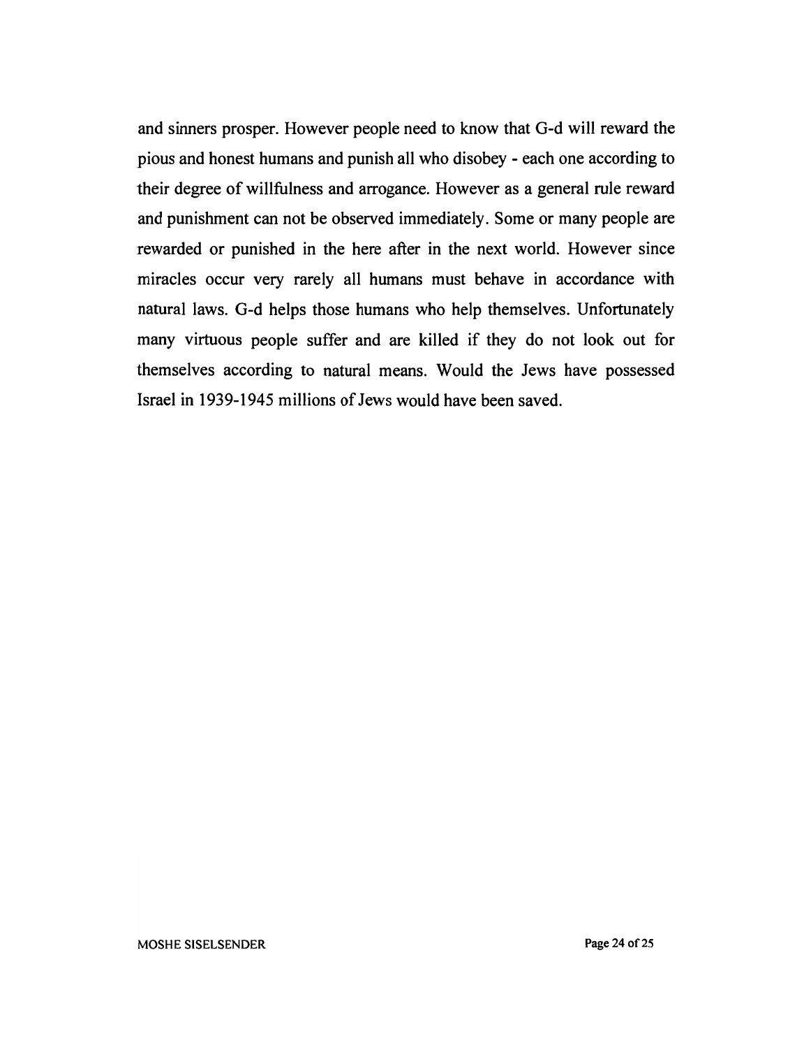and sinners prosper. However people need to know that G-d will reward the pious and honest humans and punish all who disobey - each one according to their degree of willfulness and arrogance. However as a general rule reward and punishment can not be observed immediately. Some or many people are rewarded or punished in the here after in the next world. However since miracles occur very rarely all humans must behave in accordance with natural laws. G-d helps those humans who help themselves. Unfortunately many virtuous people suffer and are killed if they do not look out for themselves according to natural means. Would the Jews have possessed Israel in 1939-1945 millions of Jews would have been saved.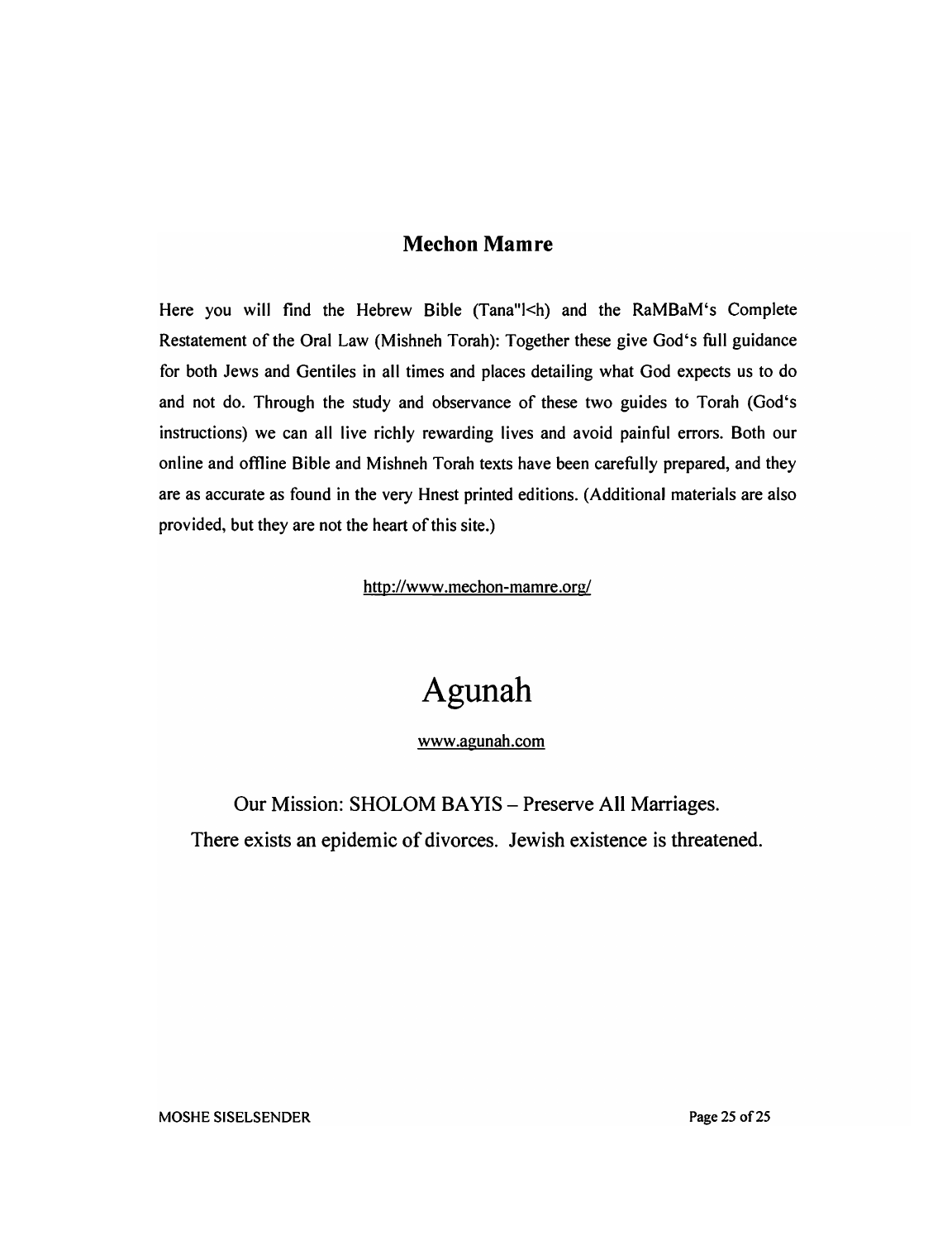## Mechon Mamre

Here you will find the Hebrew Bible (Tana"l<h) and the RaMBaM's Complete Restatement of the Oral Law (Mishneh Torah): Together these give God's full guidance for both Jews and Gentiles in all times and places detailing what God expects us to do and not do. Through the study and observance of these two guides to Torah (God's instructions) we can all live richly rewarding lives and avoid painful errors. Both our online and offline Bible and Mishneh Torah texts have been carefully prepared, and they are as accurate as found in the very Hnest printed editions. (Additional materials are also provided, but they are not the heart of this site.)

http://www.mechon-mamre.org/

# Agunah

www.agunah.com

Our Mission: SHOLOM BAYIS – Preserve All Marriages.

There exists an epidemic of divorces. Jewish existence is threatened.